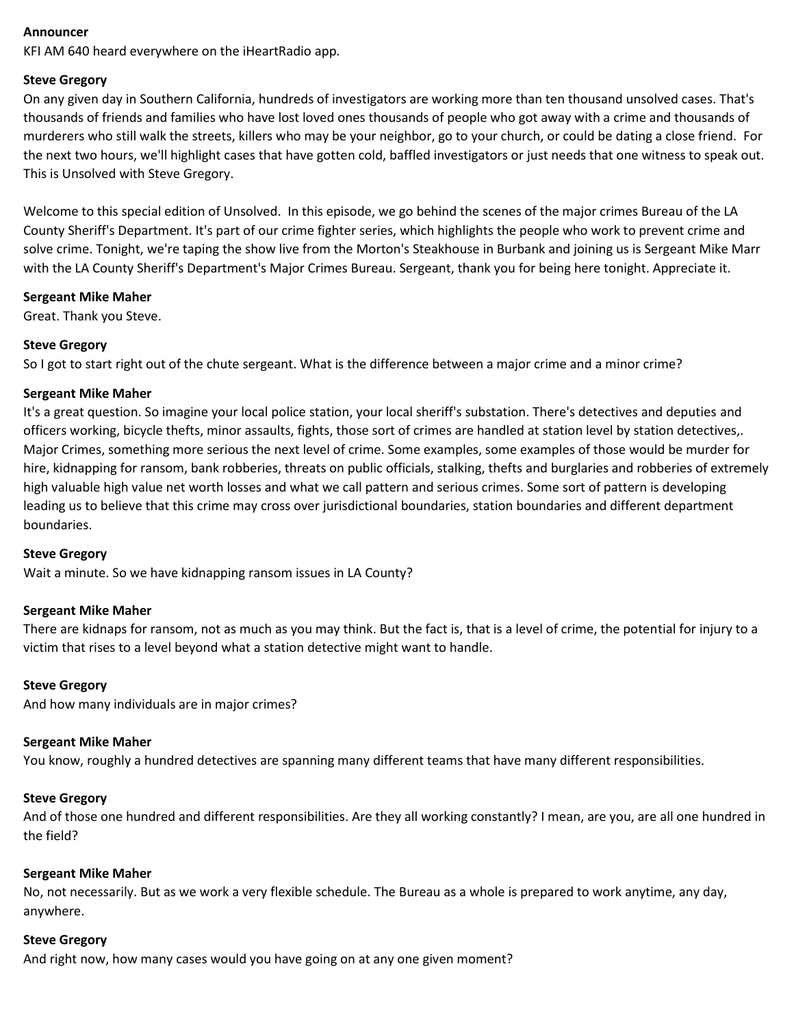**Announcer**

KFI AM 640 heard everywhere on the iHeartRadio app.

**Steve Gregory**

On any given day in Southern California, hundreds of investigators are working more than ten thousand unsolved cases. That's thousands of friends and families who have lost loved ones thousands of people who got away with a crime and thousands of murderers who still walk the streets, killers who may be your neighbor, go to your church, or could be dating a close friend. For the next two hours, we'll highlight cases that have gotten cold, baffled investigators or just needs that one witness to speak out. This is Unsolved with Steve Gregory.

Welcome to this special edition of Unsolved. In this episode, we go behind the scenes of the major crimes Bureau of the LA County Sheriff's Department. It's part of our crime fighter series, which highlights the people who work to prevent crime and solve crime. Tonight, we're taping the show live from the Morton's Steakhouse in Burbank and joining us is Sergeant Mike Marr with the LA County Sheriff's Department's Major Crimes Bureau. Sergeant, thank you for being here tonight. Appreciate it.

**Sergeant Mike Maher**

Great. Thank you Steve.

**Steve Gregory**

So I got to start right out of the chute sergeant. What is the difference between a major crime and a minor crime?

**Sergeant Mike Maher**

It's a great question. So imagine your local police station, your local sheriff's substation. There's detectives and deputies and officers working, bicycle thefts, minor assaults, fights, those sort of crimes are handled at station level by station detectives,. Major Crimes, something more serious the next level of crime. Some examples, some examples of those would be murder for hire, kidnapping for ransom, bank robberies, threats on public officials, stalking, thefts and burglaries and robberies of extremely high valuable high value net worth losses and what we call pattern and serious crimes. Some sort of pattern is developing leading us to believe that this crime may cross over jurisdictional boundaries, station boundaries and different department boundaries.

**Steve Gregory**

Wait a minute. So we have kidnapping ransom issues in LA County?

**Sergeant Mike Maher**

There are kidnaps for ransom, not as much as you may think. But the fact is, that is a level of crime, the potential for injury to a victim that rises to a level beyond what a station detective might want to handle.

**Steve Gregory**

And how many individuals are in major crimes?

**Sergeant Mike Maher**

You know, roughly a hundred detectives are spanning many different teams that have many different responsibilities.

**Steve Gregory**

And of those one hundred and different responsibilities. Are they all working constantly? I mean, are you, are all one hundred in the field?

**Sergeant Mike Maher**

No, not necessarily. But as we work a very flexible schedule. The Bureau as a whole is prepared to work anytime, any day, anywhere.

**Steve Gregory**

And right now, how many cases would you have going on at any one given moment?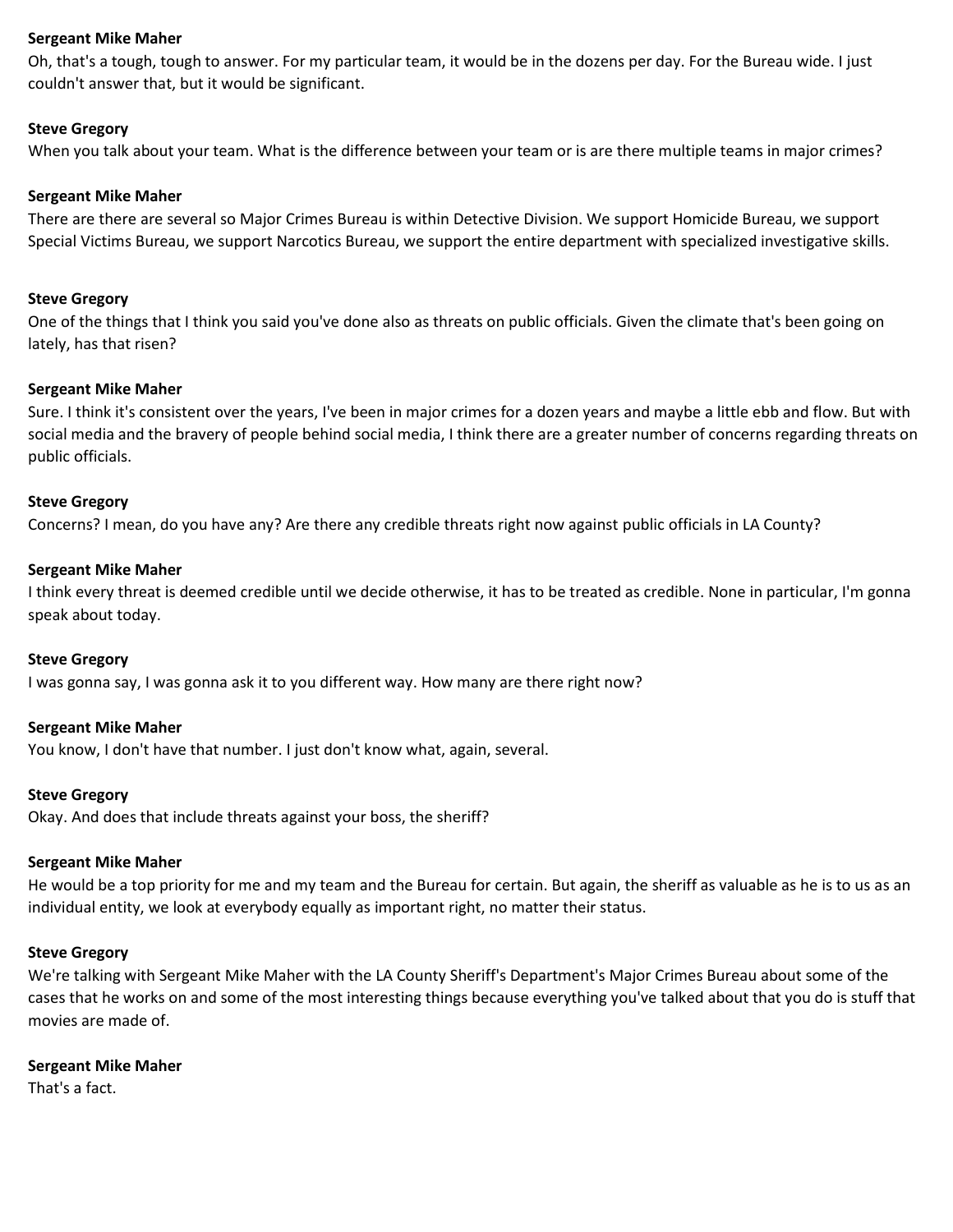**Sergeant Mike Maher**

Oh, that's a tough, tough to answer. For my particular team, it would be in the dozens per day. For the Bureau wide. I just couldn't answer that, but it would be significant.

**Steve Gregory**

When you talk about your team. What is the difference between your team or is are there multiple teams in major crimes?

**Sergeant Mike Maher**

There are there are several so Major Crimes Bureau is within Detective Division. We support Homicide Bureau, we support Special Victims Bureau, we support Narcotics Bureau, we support the entire department with specialized investigative skills.

**Steve Gregory**

One of the things that I think you said you've done also as threats on public officials. Given the climate that's been going on lately, has that risen?

**Sergeant Mike Maher**

Sure. I think it's consistent over the years, I've been in major crimes for a dozen years and maybe a little ebb and flow. But with social media and the bravery of people behind social media, I think there are a greater number of concerns regarding threats on public officials.

**Steve Gregory**

Concerns? I mean, do you have any? Are there any credible threats right now against public officials in LA County?

**Sergeant Mike Maher**

I think every threat is deemed credible until we decide otherwise, it has to be treated as credible. None in particular, I'm gonna speak about today.

**Steve Gregory**

I was gonna say, I was gonna ask it to you different way. How many are there right now?

**Sergeant Mike Maher**

You know, I don't have that number. I just don't know what, again, several.

**Steve Gregory**

Okay. And does that include threats against your boss, the sheriff?

**Sergeant Mike Maher**

He would be a top priority for me and my team and the Bureau for certain. But again, the sheriff as valuable as he is to us as an individual entity, we look at everybody equally as important right, no matter their status.

**Steve Gregory**

We're talking with Sergeant Mike Maher with the LA County Sheriff's Department's Major Crimes Bureau about some of the cases that he works on and some of the most interesting things because everything you've talked about that you do is stuff that movies are made of.

**Sergeant Mike Maher**

That's a fact.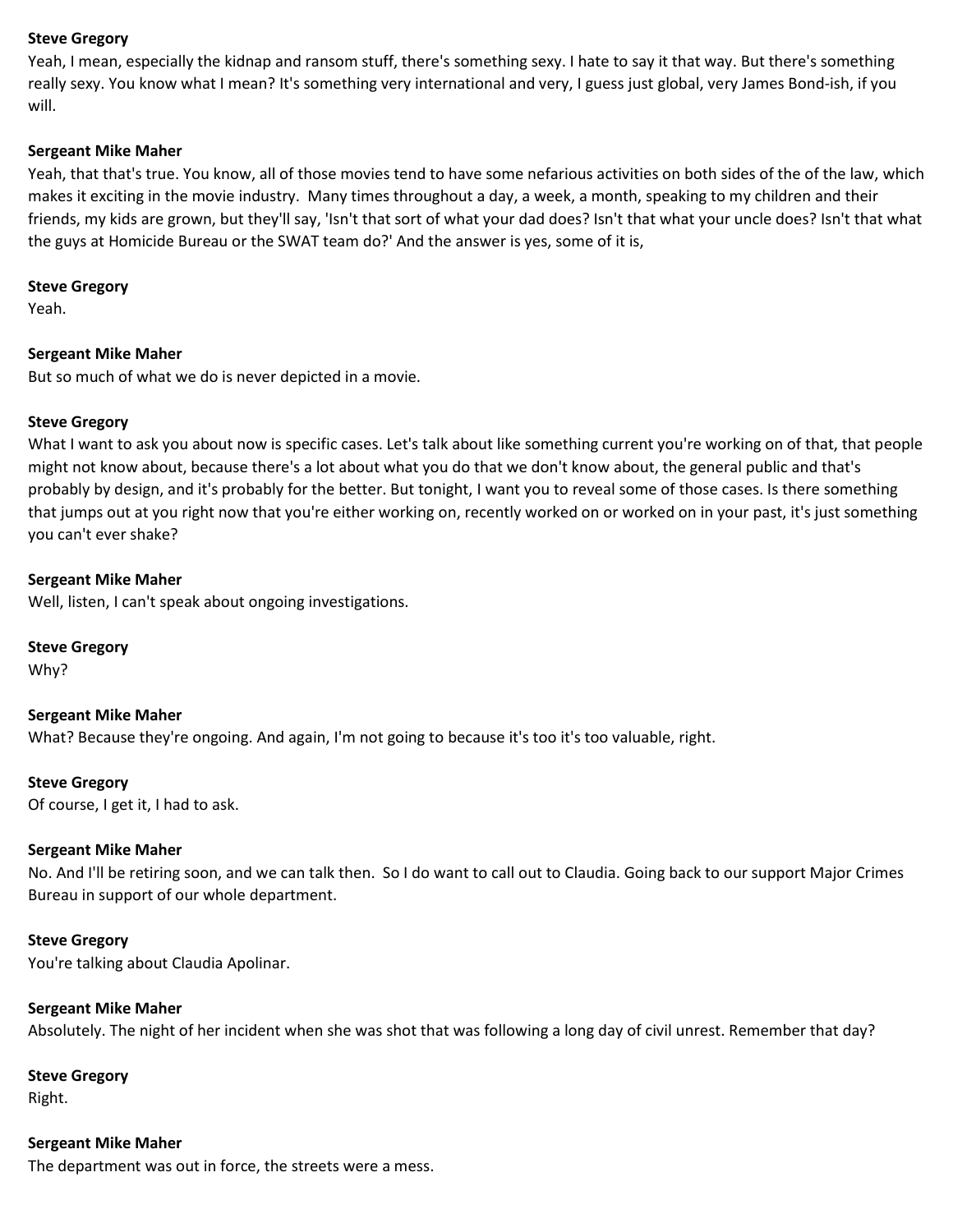**Steve Gregory**
Yeah, I mean, especially the kidnap and ransom stuff, there's something sexy. I hate to say it that way. But there's something really sexy. You know what I mean? It's something very international and very, I guess just global, very James Bond-ish, if you will.

**Sergeant Mike Maher**
Yeah, that that's true. You know, all of those movies tend to have some nefarious activities on both sides of the of the law, which makes it exciting in the movie industry. Many times throughout a day, a week, a month, speaking to my children and their friends, my kids are grown, but they'll say, 'Isn't that sort of what your dad does? Isn't that what your uncle does? Isn't that what the guys at Homicide Bureau or the SWAT team do?' And the answer is yes, some of it is,

**Steve Gregory**
Yeah.

**Sergeant Mike Maher**
But so much of what we do is never depicted in a movie.

**Steve Gregory**
What I want to ask you about now is specific cases. Let's talk about like something current you're working on of that, that people might not know about, because there's a lot about what you do that we don't know about, the general public and that's probably by design, and it's probably for the better. But tonight, I want you to reveal some of those cases. Is there something that jumps out at you right now that you're either working on, recently worked on or worked on in your past, it's just something you can't ever shake?

**Sergeant Mike Maher**
Well, listen, I can't speak about ongoing investigations.

**Steve Gregory**
Why?

**Sergeant Mike Maher**
What? Because they're ongoing. And again, I'm not going to because it's too it's too valuable, right.

**Steve Gregory**
Of course, I get it, I had to ask.

**Sergeant Mike Maher**
No. And I'll be retiring soon, and we can talk then. So I do want to call out to Claudia. Going back to our support Major Crimes Bureau in support of our whole department.

**Steve Gregory**
You're talking about Claudia Apolinar.

**Sergeant Mike Maher**
Absolutely. The night of her incident when she was shot that was following a long day of civil unrest. Remember that day?

**Steve Gregory**
Right.

**Sergeant Mike Maher**
The department was out in force, the streets were a mess.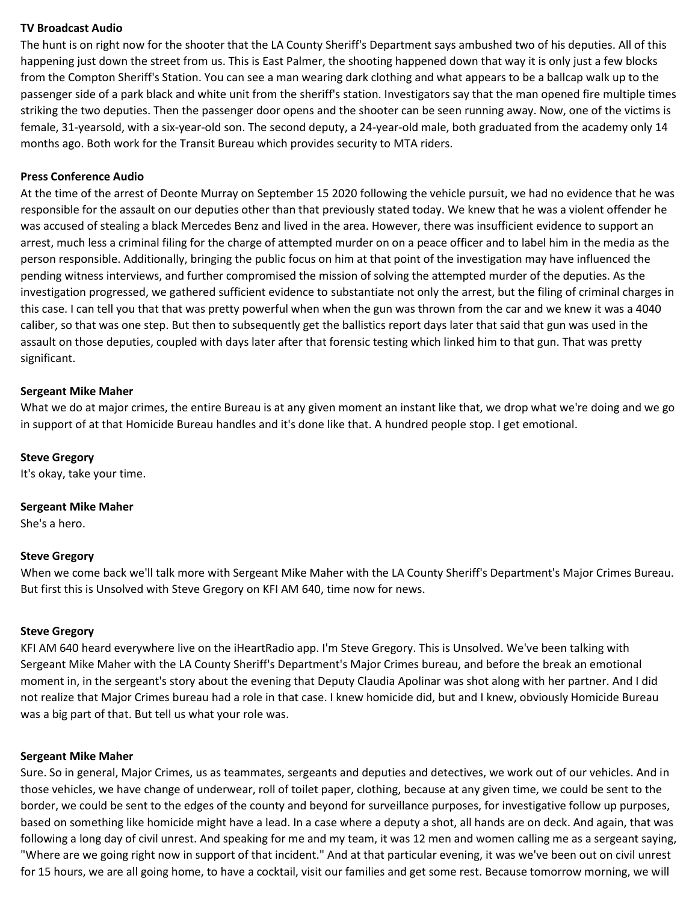**TV Broadcast Audio**
The hunt is on right now for the shooter that the LA County Sheriff's Department says ambushed two of his deputies. All of this happening just down the street from us. This is East Palmer, the shooting happened down that way it is only just a few blocks from the Compton Sheriff's Station. You can see a man wearing dark clothing and what appears to be a ballcap walk up to the passenger side of a park black and white unit from the sheriff's station. Investigators say that the man opened fire multiple times striking the two deputies. Then the passenger door opens and the shooter can be seen running away. Now, one of the victims is female, 31-yearsold, with a six-year-old son. The second deputy, a 24-year-old male, both graduated from the academy only 14 months ago. Both work for the Transit Bureau which provides security to MTA riders.

**Press Conference Audio**
At the time of the arrest of Deonte Murray on September 15 2020 following the vehicle pursuit, we had no evidence that he was responsible for the assault on our deputies other than that previously stated today. We knew that he was a violent offender he was accused of stealing a black Mercedes Benz and lived in the area. However, there was insufficient evidence to support an arrest, much less a criminal filing for the charge of attempted murder on on a peace officer and to label him in the media as the person responsible. Additionally, bringing the public focus on him at that point of the investigation may have influenced the pending witness interviews, and further compromised the mission of solving the attempted murder of the deputies. As the investigation progressed, we gathered sufficient evidence to substantiate not only the arrest, but the filing of criminal charges in this case. I can tell you that that was pretty powerful when when the gun was thrown from the car and we knew it was a 4040 caliber, so that was one step. But then to subsequently get the ballistics report days later that said that gun was used in the assault on those deputies, coupled with days later after that forensic testing which linked him to that gun. That was pretty significant.

**Sergeant Mike Maher**
What we do at major crimes, the entire Bureau is at any given moment an instant like that, we drop what we're doing and we go in support of at that Homicide Bureau handles and it's done like that. A hundred people stop. I get emotional.

**Steve Gregory**
It's okay, take your time.

**Sergeant Mike Maher**
She's a hero.

**Steve Gregory**
When we come back we'll talk more with Sergeant Mike Maher with the LA County Sheriff's Department's Major Crimes Bureau. But first this is Unsolved with Steve Gregory on KFI AM 640, time now for news.

**Steve Gregory**
KFI AM 640 heard everywhere live on the iHeartRadio app. I'm Steve Gregory. This is Unsolved. We've been talking with Sergeant Mike Maher with the LA County Sheriff's Department's Major Crimes bureau, and before the break an emotional moment in, in the sergeant's story about the evening that Deputy Claudia Apolinar was shot along with her partner. And I did not realize that Major Crimes bureau had a role in that case. I knew homicide did, but and I knew, obviously Homicide Bureau was a big part of that. But tell us what your role was.

**Sergeant Mike Maher**
Sure. So in general, Major Crimes, us as teammates, sergeants and deputies and detectives, we work out of our vehicles. And in those vehicles, we have change of underwear, roll of toilet paper, clothing, because at any given time, we could be sent to the border, we could be sent to the edges of the county and beyond for surveillance purposes, for investigative follow up purposes, based on something like homicide might have a lead. In a case where a deputy a shot, all hands are on deck. And again, that was following a long day of civil unrest. And speaking for me and my team, it was 12 men and women calling me as a sergeant saying, "Where are we going right now in support of that incident." And at that particular evening, it was we've been out on civil unrest for 15 hours, we are all going home, to have a cocktail, visit our families and get some rest. Because tomorrow morning, we will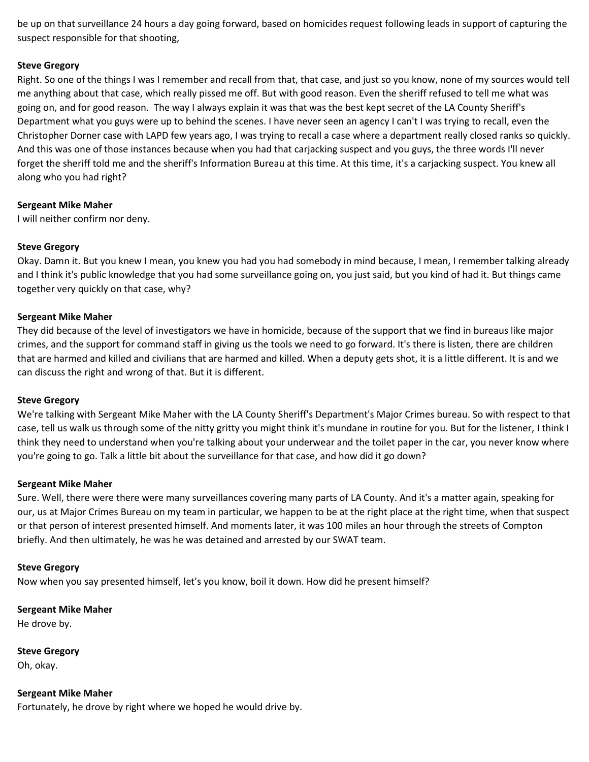be up on that surveillance 24 hours a day going forward, based on homicides request following leads in support of capturing the suspect responsible for that shooting,

**Steve Gregory**
Right. So one of the things I was I remember and recall from that, that case, and just so you know, none of my sources would tell me anything about that case, which really pissed me off. But with good reason. Even the sheriff refused to tell me what was going on, and for good reason.  The way I always explain it was that was the best kept secret of the LA County Sheriff's Department what you guys were up to behind the scenes. I have never seen an agency I can't I was trying to recall, even the Christopher Dorner case with LAPD few years ago, I was trying to recall a case where a department really closed ranks so quickly. And this was one of those instances because when you had that carjacking suspect and you guys, the three words I'll never forget the sheriff told me and the sheriff's Information Bureau at this time. At this time, it's a carjacking suspect. You knew all along who you had right?

**Sergeant Mike Maher**
I will neither confirm nor deny.

**Steve Gregory**
Okay. Damn it. But you knew I mean, you knew you had you had somebody in mind because, I mean, I remember talking already and I think it's public knowledge that you had some surveillance going on, you just said, but you kind of had it. But things came together very quickly on that case, why?

**Sergeant Mike Maher**
They did because of the level of investigators we have in homicide, because of the support that we find in bureaus like major crimes, and the support for command staff in giving us the tools we need to go forward. It's there is listen, there are children that are harmed and killed and civilians that are harmed and killed. When a deputy gets shot, it is a little different. It is and we can discuss the right and wrong of that. But it is different.

**Steve Gregory**
We're talking with Sergeant Mike Maher with the LA County Sheriff's Department's Major Crimes bureau. So with respect to that case, tell us walk us through some of the nitty gritty you might think it's mundane in routine for you. But for the listener, I think I think they need to understand when you're talking about your underwear and the toilet paper in the car, you never know where you're going to go. Talk a little bit about the surveillance for that case, and how did it go down?

**Sergeant Mike Maher**
Sure. Well, there were there were many surveillances covering many parts of LA County. And it's a matter again, speaking for our, us at Major Crimes Bureau on my team in particular, we happen to be at the right place at the right time, when that suspect or that person of interest presented himself. And moments later, it was 100 miles an hour through the streets of Compton briefly. And then ultimately, he was he was detained and arrested by our SWAT team.

**Steve Gregory**
Now when you say presented himself, let's you know, boil it down. How did he present himself?

**Sergeant Mike Maher**
He drove by.

**Steve Gregory**
Oh, okay.

**Sergeant Mike Maher**
Fortunately, he drove by right where we hoped he would drive by.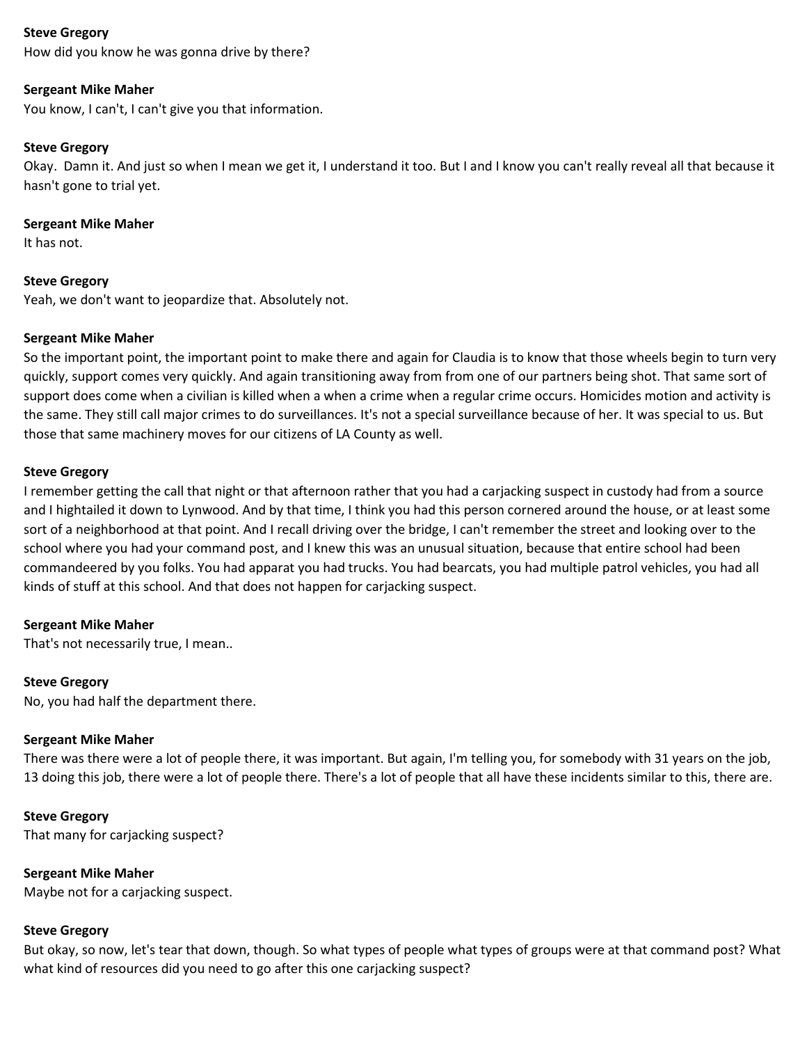**Steve Gregory**
How did you know he was gonna drive by there?

**Sergeant Mike Maher**
You know, I can't, I can't give you that information.

**Steve Gregory**
Okay. Damn it. And just so when I mean we get it, I understand it too. But I and I know you can't really reveal all that because it hasn't gone to trial yet.

**Sergeant Mike Maher**
It has not.

**Steve Gregory**
Yeah, we don't want to jeopardize that. Absolutely not.

**Sergeant Mike Maher**
So the important point, the important point to make there and again for Claudia is to know that those wheels begin to turn very quickly, support comes very quickly. And again transitioning away from from one of our partners being shot. That same sort of support does come when a civilian is killed when a when a crime when a regular crime occurs. Homicides motion and activity is the same. They still call major crimes to do surveillances. It's not a special surveillance because of her. It was special to us. But those that same machinery moves for our citizens of LA County as well.

**Steve Gregory**
I remember getting the call that night or that afternoon rather that you had a carjacking suspect in custody had from a source and I hightailed it down to Lynwood. And by that time, I think you had this person cornered around the house, or at least some sort of a neighborhood at that point. And I recall driving over the bridge, I can't remember the street and looking over to the school where you had your command post, and I knew this was an unusual situation, because that entire school had been commandeered by you folks. You had apparat you had trucks. You had bearcats, you had multiple patrol vehicles, you had all kinds of stuff at this school. And that does not happen for carjacking suspect.

**Sergeant Mike Maher**
That's not necessarily true, I mean..

**Steve Gregory**
No, you had half the department there.

**Sergeant Mike Maher**
There was there were a lot of people there, it was important. But again, I'm telling you, for somebody with 31 years on the job, 13 doing this job, there were a lot of people there. There's a lot of people that all have these incidents similar to this, there are.

**Steve Gregory**
That many for carjacking suspect?

**Sergeant Mike Maher**
Maybe not for a carjacking suspect.

**Steve Gregory**
But okay, so now, let's tear that down, though. So what types of people what types of groups were at that command post? What what kind of resources did you need to go after this one carjacking suspect?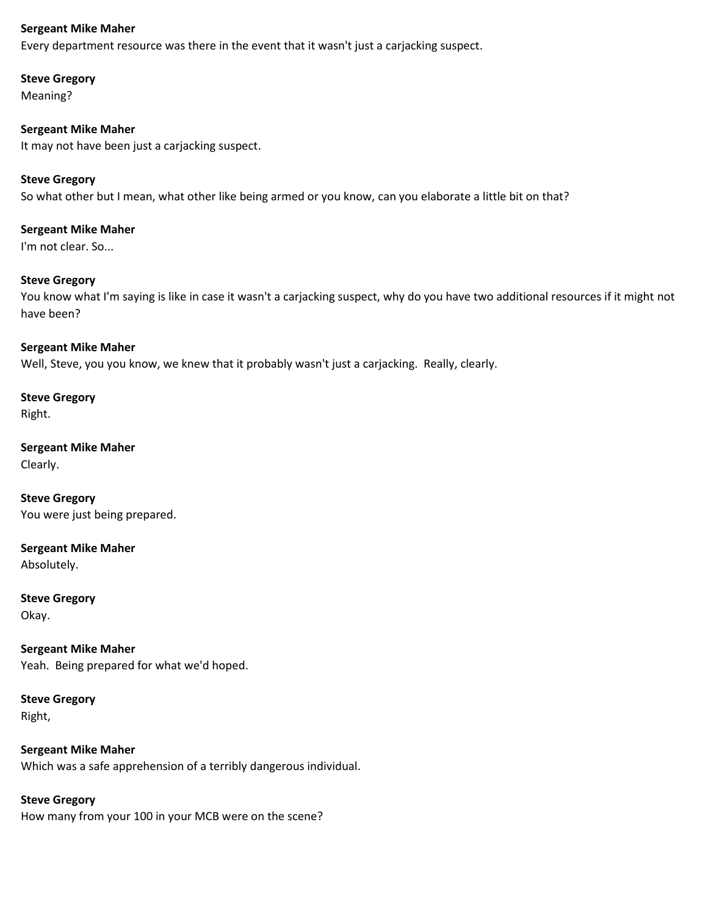**Sergeant Mike Maher**
Every department resource was there in the event that it wasn't just a carjacking suspect.

**Steve Gregory**
Meaning?

**Sergeant Mike Maher**
It may not have been just a carjacking suspect.

**Steve Gregory**
So what other but I mean, what other like being armed or you know, can you elaborate a little bit on that?

**Sergeant Mike Maher**
I'm not clear. So...

**Steve Gregory**
You know what I'm saying is like in case it wasn't a carjacking suspect, why do you have two additional resources if it might not have been?

**Sergeant Mike Maher**
Well, Steve, you you know, we knew that it probably wasn't just a carjacking. Really, clearly.

**Steve Gregory**
Right.

**Sergeant Mike Maher**
Clearly.

**Steve Gregory**
You were just being prepared.

**Sergeant Mike Maher**
Absolutely.

**Steve Gregory**
Okay.

**Sergeant Mike Maher**
Yeah. Being prepared for what we'd hoped.

**Steve Gregory**
Right,

**Sergeant Mike Maher**
Which was a safe apprehension of a terribly dangerous individual.

**Steve Gregory**
How many from your 100 in your MCB were on the scene?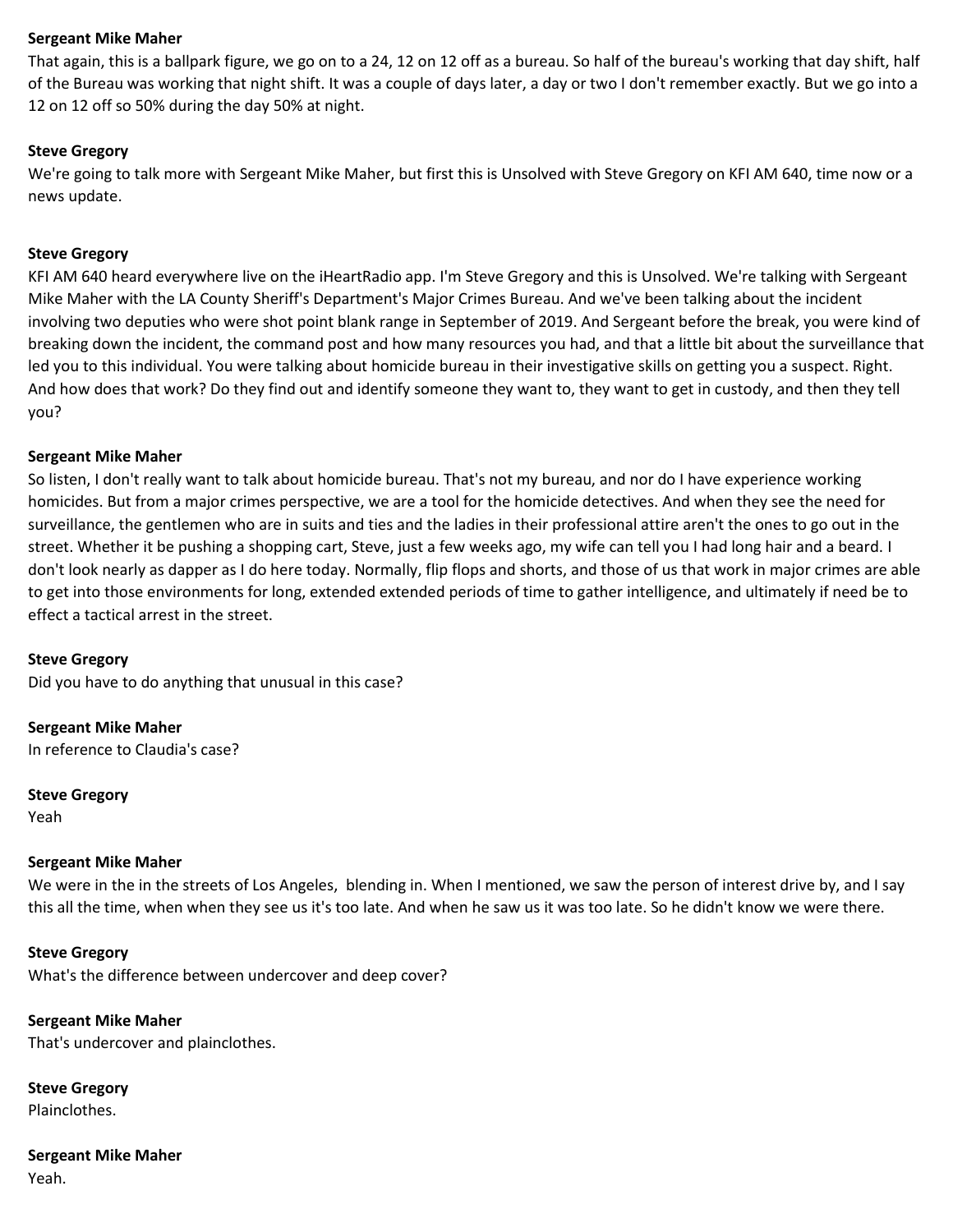**Sergeant Mike Maher**
That again, this is a ballpark figure, we go on to a 24, 12 on 12 off as a bureau. So half of the bureau's working that day shift, half of the Bureau was working that night shift. It was a couple of days later, a day or two I don't remember exactly. But we go into a 12 on 12 off so 50% during the day 50% at night.

**Steve Gregory**
We're going to talk more with Sergeant Mike Maher, but first this is Unsolved with Steve Gregory on KFI AM 640, time now or a news update.

**Steve Gregory**
KFI AM 640 heard everywhere live on the iHeartRadio app. I'm Steve Gregory and this is Unsolved. We're talking with Sergeant Mike Maher with the LA County Sheriff's Department's Major Crimes Bureau. And we've been talking about the incident involving two deputies who were shot point blank range in September of 2019. And Sergeant before the break, you were kind of breaking down the incident, the command post and how many resources you had, and that a little bit about the surveillance that led you to this individual. You were talking about homicide bureau in their investigative skills on getting you a suspect. Right. And how does that work? Do they find out and identify someone they want to, they want to get in custody, and then they tell you?

**Sergeant Mike Maher**
So listen, I don't really want to talk about homicide bureau. That's not my bureau, and nor do I have experience working homicides. But from a major crimes perspective, we are a tool for the homicide detectives. And when they see the need for surveillance, the gentlemen who are in suits and ties and the ladies in their professional attire aren't the ones to go out in the street. Whether it be pushing a shopping cart, Steve, just a few weeks ago, my wife can tell you I had long hair and a beard. I don't look nearly as dapper as I do here today. Normally, flip flops and shorts, and those of us that work in major crimes are able to get into those environments for long, extended extended periods of time to gather intelligence, and ultimately if need be to effect a tactical arrest in the street.

**Steve Gregory**
Did you have to do anything that unusual in this case?

**Sergeant Mike Maher**
In reference to Claudia's case?

**Steve Gregory**
Yeah

**Sergeant Mike Maher**
We were in the in the streets of Los Angeles, blending in. When I mentioned, we saw the person of interest drive by, and I say this all the time, when when they see us it's too late. And when he saw us it was too late. So he didn't know we were there.

**Steve Gregory**
What's the difference between undercover and deep cover?

**Sergeant Mike Maher**
That's undercover and plainclothes.

**Steve Gregory**
Plainclothes.

**Sergeant Mike Maher**
Yeah.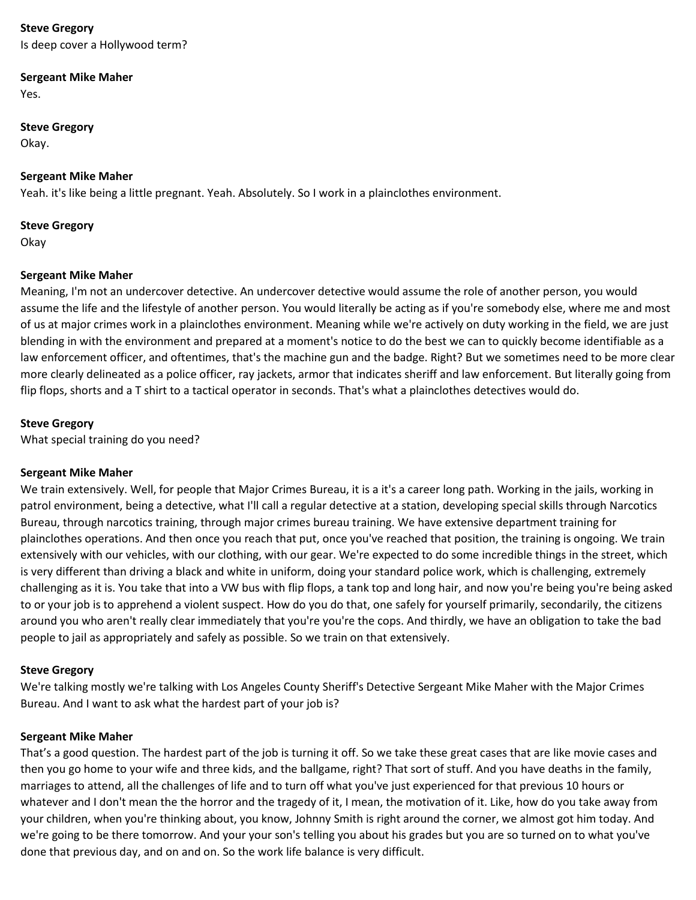**Steve Gregory**
Is deep cover a Hollywood term?

**Sergeant Mike Maher**
Yes.

**Steve Gregory**
Okay.

**Sergeant Mike Maher**
Yeah. it's like being a little pregnant. Yeah. Absolutely. So I work in a plainclothes environment.

**Steve Gregory**
Okay

**Sergeant Mike Maher**
Meaning, I'm not an undercover detective. An undercover detective would assume the role of another person, you would assume the life and the lifestyle of another person. You would literally be acting as if you're somebody else, where me and most of us at major crimes work in a plainclothes environment. Meaning while we're actively on duty working in the field, we are just blending in with the environment and prepared at a moment's notice to do the best we can to quickly become identifiable as a law enforcement officer, and oftentimes, that's the machine gun and the badge. Right? But we sometimes need to be more clear more clearly delineated as a police officer, ray jackets, armor that indicates sheriff and law enforcement. But literally going from flip flops, shorts and a T shirt to a tactical operator in seconds. That's what a plainclothes detectives would do.

**Steve Gregory**
What special training do you need?

**Sergeant Mike Maher**
We train extensively. Well, for people that Major Crimes Bureau, it is a it's a career long path. Working in the jails, working in patrol environment, being a detective, what I'll call a regular detective at a station, developing special skills through Narcotics Bureau, through narcotics training, through major crimes bureau training. We have extensive department training for plainclothes operations. And then once you reach that put, once you've reached that position, the training is ongoing. We train extensively with our vehicles, with our clothing, with our gear. We're expected to do some incredible things in the street, which is very different than driving a black and white in uniform, doing your standard police work, which is challenging, extremely challenging as it is. You take that into a VW bus with flip flops, a tank top and long hair, and now you're being you're being asked to or your job is to apprehend a violent suspect. How do you do that, one safely for yourself primarily, secondarily, the citizens around you who aren't really clear immediately that you're you're the cops. And thirdly, we have an obligation to take the bad people to jail as appropriately and safely as possible. So we train on that extensively.

**Steve Gregory**
We're talking mostly we're talking with Los Angeles County Sheriff's Detective Sergeant Mike Maher with the Major Crimes Bureau. And I want to ask what the hardest part of your job is?

**Sergeant Mike Maher**
That's a good question. The hardest part of the job is turning it off. So we take these great cases that are like movie cases and then you go home to your wife and three kids, and the ballgame, right? That sort of stuff. And you have deaths in the family, marriages to attend, all the challenges of life and to turn off what you've just experienced for that previous 10 hours or whatever and I don't mean the the horror and the tragedy of it, I mean, the motivation of it. Like, how do you take away from your children, when you're thinking about, you know, Johnny Smith is right around the corner, we almost got him today. And we're going to be there tomorrow. And your your son's telling you about his grades but you are so turned on to what you've done that previous day, and on and on. So the work life balance is very difficult.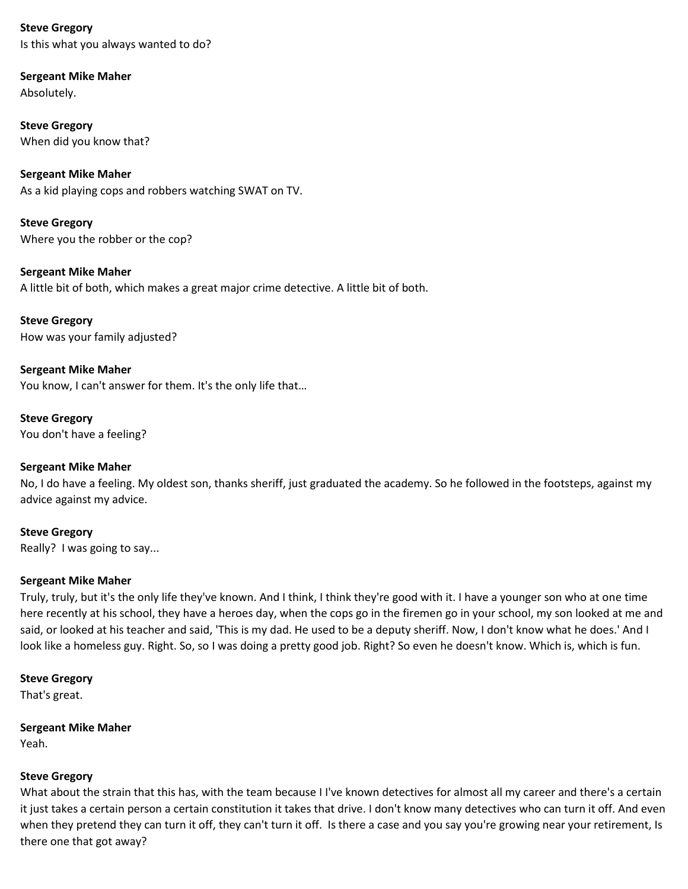**Steve Gregory**
Is this what you always wanted to do?

**Sergeant Mike Maher**
Absolutely.

**Steve Gregory**
When did you know that?

**Sergeant Mike Maher**
As a kid playing cops and robbers watching SWAT on TV.

**Steve Gregory**
Where you the robber or the cop?

**Sergeant Mike Maher**
A little bit of both, which makes a great major crime detective. A little bit of both.

**Steve Gregory**
How was your family adjusted?

**Sergeant Mike Maher**
You know, I can't answer for them. It's the only life that…

**Steve Gregory**
You don't have a feeling?

**Sergeant Mike Maher**
No, I do have a feeling. My oldest son, thanks sheriff, just graduated the academy. So he followed in the footsteps, against my advice against my advice.

**Steve Gregory**
Really? I was going to say...

**Sergeant Mike Maher**
Truly, truly, but it's the only life they've known. And I think, I think they're good with it. I have a younger son who at one time here recently at his school, they have a heroes day, when the cops go in the firemen go in your school, my son looked at me and said, or looked at his teacher and said, 'This is my dad. He used to be a deputy sheriff. Now, I don't know what he does.' And I look like a homeless guy. Right. So, so I was doing a pretty good job. Right? So even he doesn't know. Which is, which is fun.

**Steve Gregory**
That's great.

**Sergeant Mike Maher**
Yeah.

**Steve Gregory**
What about the strain that this has, with the team because I I've known detectives for almost all my career and there's a certain it just takes a certain person a certain constitution it takes that drive. I don't know many detectives who can turn it off. And even when they pretend they can turn it off, they can't turn it off. Is there a case and you say you're growing near your retirement, Is there one that got away?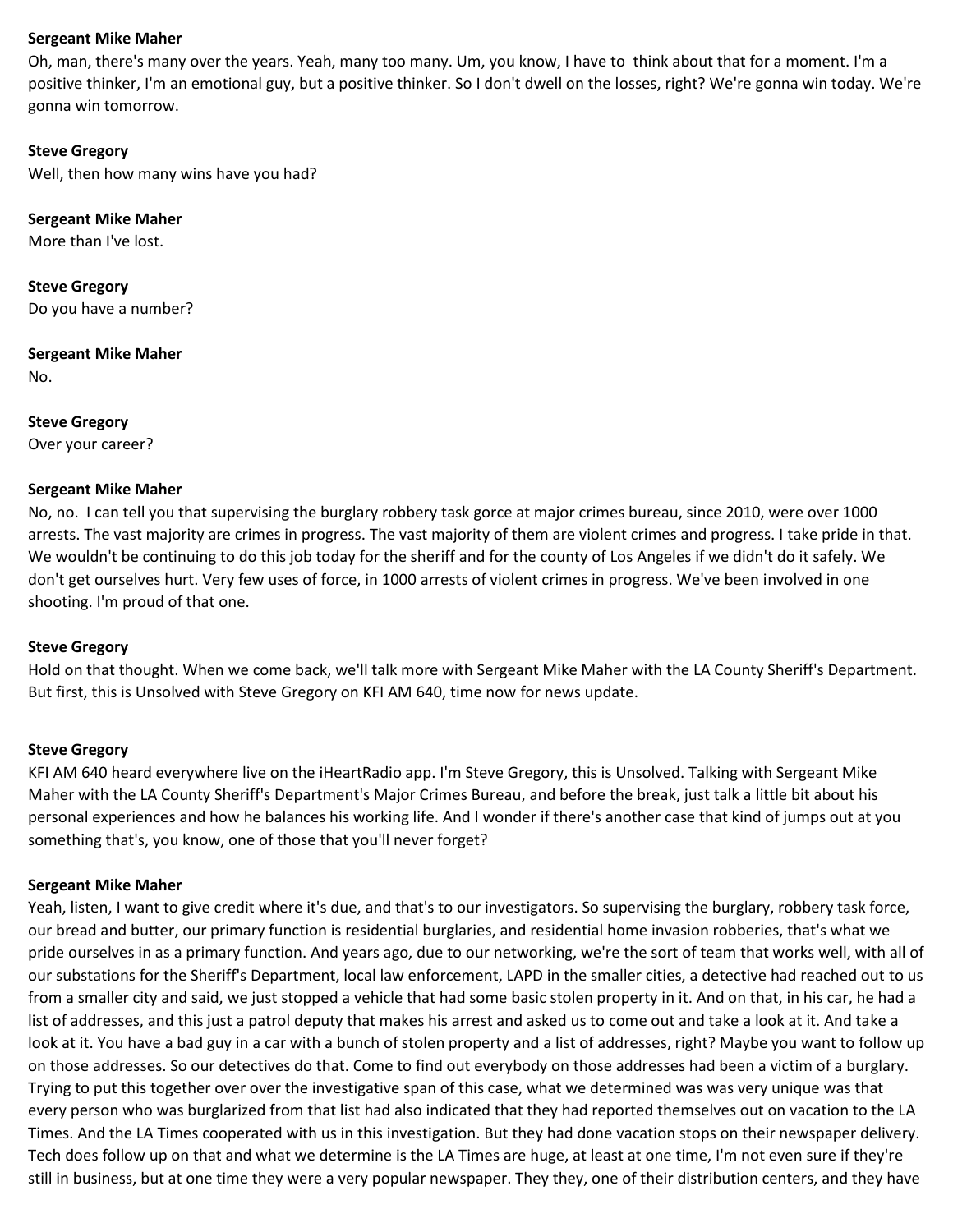**Sergeant Mike Maher**
Oh, man, there's many over the years. Yeah, many too many. Um, you know, I have to think about that for a moment. I'm a positive thinker, I'm an emotional guy, but a positive thinker. So I don't dwell on the losses, right? We're gonna win today. We're gonna win tomorrow.

**Steve Gregory**
Well, then how many wins have you had?

**Sergeant Mike Maher**
More than I've lost.

**Steve Gregory**
Do you have a number?

**Sergeant Mike Maher**
No.

**Steve Gregory**
Over your career?

**Sergeant Mike Maher**
No, no. I can tell you that supervising the burglary robbery task gorce at major crimes bureau, since 2010, were over 1000 arrests. The vast majority are crimes in progress. The vast majority of them are violent crimes and progress. I take pride in that. We wouldn't be continuing to do this job today for the sheriff and for the county of Los Angeles if we didn't do it safely. We don't get ourselves hurt. Very few uses of force, in 1000 arrests of violent crimes in progress. We've been involved in one shooting. I'm proud of that one.

**Steve Gregory**
Hold on that thought. When we come back, we'll talk more with Sergeant Mike Maher with the LA County Sheriff's Department. But first, this is Unsolved with Steve Gregory on KFI AM 640, time now for news update.

**Steve Gregory**
KFI AM 640 heard everywhere live on the iHeartRadio app. I'm Steve Gregory, this is Unsolved. Talking with Sergeant Mike Maher with the LA County Sheriff's Department's Major Crimes Bureau, and before the break, just talk a little bit about his personal experiences and how he balances his working life. And I wonder if there's another case that kind of jumps out at you something that's, you know, one of those that you'll never forget?

**Sergeant Mike Maher**
Yeah, listen, I want to give credit where it's due, and that's to our investigators. So supervising the burglary, robbery task force, our bread and butter, our primary function is residential burglaries, and residential home invasion robberies, that's what we pride ourselves in as a primary function. And years ago, due to our networking, we're the sort of team that works well, with all of our substations for the Sheriff's Department, local law enforcement, LAPD in the smaller cities, a detective had reached out to us from a smaller city and said, we just stopped a vehicle that had some basic stolen property in it. And on that, in his car, he had a list of addresses, and this just a patrol deputy that makes his arrest and asked us to come out and take a look at it. And take a look at it. You have a bad guy in a car with a bunch of stolen property and a list of addresses, right? Maybe you want to follow up on those addresses. So our detectives do that. Come to find out everybody on those addresses had been a victim of a burglary. Trying to put this together over over the investigative span of this case, what we determined was was very unique was that every person who was burglarized from that list had also indicated that they had reported themselves out on vacation to the LA Times. And the LA Times cooperated with us in this investigation. But they had done vacation stops on their newspaper delivery. Tech does follow up on that and what we determine is the LA Times are huge, at least at one time, I'm not even sure if they're still in business, but at one time they were a very popular newspaper. They they, one of their distribution centers, and they have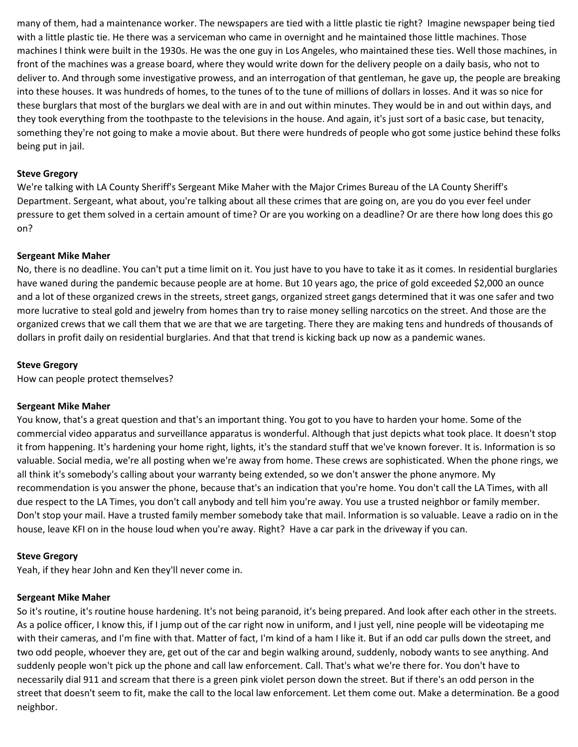many of them, had a maintenance worker. The newspapers are tied with a little plastic tie right? Imagine newspaper being tied with a little plastic tie. He there was a serviceman who came in overnight and he maintained those little machines. Those machines I think were built in the 1930s. He was the one guy in Los Angeles, who maintained these ties. Well those machines, in front of the machines was a grease board, where they would write down for the delivery people on a daily basis, who not to deliver to. And through some investigative prowess, and an interrogation of that gentleman, he gave up, the people are breaking into these houses. It was hundreds of homes, to the tunes of to the tune of millions of dollars in losses. And it was so nice for these burglars that most of the burglars we deal with are in and out within minutes. They would be in and out within days, and they took everything from the toothpaste to the televisions in the house. And again, it's just sort of a basic case, but tenacity, something they're not going to make a movie about. But there were hundreds of people who got some justice behind these folks being put in jail.

**Steve Gregory**
We're talking with LA County Sheriff's Sergeant Mike Maher with the Major Crimes Bureau of the LA County Sheriff's Department. Sergeant, what about, you're talking about all these crimes that are going on, are you do you ever feel under pressure to get them solved in a certain amount of time? Or are you working on a deadline? Or are there how long does this go on?

**Sergeant Mike Maher**
No, there is no deadline. You can't put a time limit on it. You just have to you have to take it as it comes. In residential burglaries have waned during the pandemic because people are at home. But 10 years ago, the price of gold exceeded $2,000 an ounce and a lot of these organized crews in the streets, street gangs, organized street gangs determined that it was one safer and two more lucrative to steal gold and jewelry from homes than try to raise money selling narcotics on the street. And those are the organized crews that we call them that we are that we are targeting. There they are making tens and hundreds of thousands of dollars in profit daily on residential burglaries. And that that trend is kicking back up now as a pandemic wanes.

**Steve Gregory**
How can people protect themselves?

**Sergeant Mike Maher**
You know, that's a great question and that's an important thing. You got to you have to harden your home. Some of the commercial video apparatus and surveillance apparatus is wonderful. Although that just depicts what took place. It doesn't stop it from happening. It's hardening your home right, lights, it's the standard stuff that we've known forever. It is. Information is so valuable. Social media, we're all posting when we're away from home. These crews are sophisticated. When the phone rings, we all think it's somebody's calling about your warranty being extended, so we don't answer the phone anymore. My recommendation is you answer the phone, because that's an indication that you're home. You don't call the LA Times, with all due respect to the LA Times, you don't call anybody and tell him you're away. You use a trusted neighbor or family member. Don't stop your mail. Have a trusted family member somebody take that mail. Information is so valuable. Leave a radio on in the house, leave KFI on in the house loud when you're away. Right? Have a car park in the driveway if you can.

**Steve Gregory**
Yeah, if they hear John and Ken they'll never come in.

**Sergeant Mike Maher**
So it's routine, it's routine house hardening. It's not being paranoid, it's being prepared. And look after each other in the streets. As a police officer, I know this, if I jump out of the car right now in uniform, and I just yell, nine people will be videotaping me with their cameras, and I'm fine with that. Matter of fact, I'm kind of a ham I like it. But if an odd car pulls down the street, and two odd people, whoever they are, get out of the car and begin walking around, suddenly, nobody wants to see anything. And suddenly people won't pick up the phone and call law enforcement. Call. That's what we're there for. You don't have to necessarily dial 911 and scream that there is a green pink violet person down the street. But if there's an odd person in the street that doesn't seem to fit, make the call to the local law enforcement. Let them come out. Make a determination. Be a good neighbor.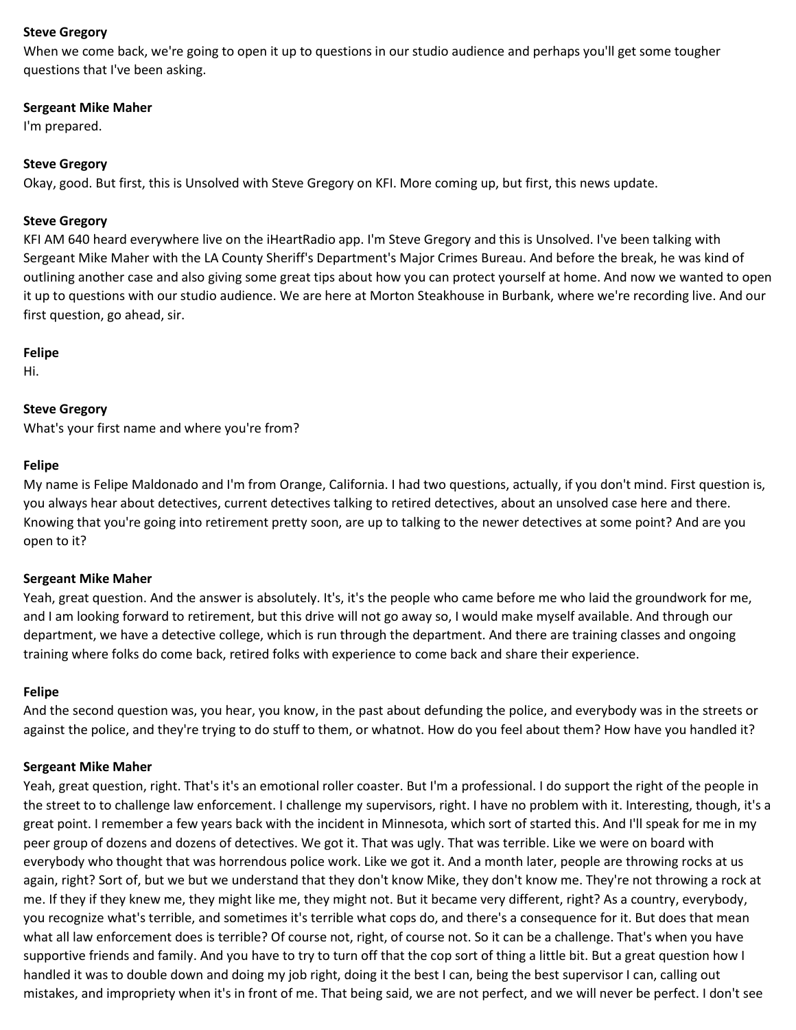**Steve Gregory**
When we come back, we're going to open it up to questions in our studio audience and perhaps you'll get some tougher questions that I've been asking.

**Sergeant Mike Maher**
I'm prepared.

**Steve Gregory**
Okay, good. But first, this is Unsolved with Steve Gregory on KFI. More coming up, but first, this news update.

**Steve Gregory**
KFI AM 640 heard everywhere live on the iHeartRadio app. I'm Steve Gregory and this is Unsolved. I've been talking with Sergeant Mike Maher with the LA County Sheriff's Department's Major Crimes Bureau. And before the break, he was kind of outlining another case and also giving some great tips about how you can protect yourself at home. And now we wanted to open it up to questions with our studio audience. We are here at Morton Steakhouse in Burbank, where we're recording live. And our first question, go ahead, sir.

**Felipe**
Hi.

**Steve Gregory**
What's your first name and where you're from?

**Felipe**
My name is Felipe Maldonado and I'm from Orange, California. I had two questions, actually, if you don't mind. First question is, you always hear about detectives, current detectives talking to retired detectives, about an unsolved case here and there. Knowing that you're going into retirement pretty soon, are up to talking to the newer detectives at some point? And are you open to it?

**Sergeant Mike Maher**
Yeah, great question. And the answer is absolutely. It's, it's the people who came before me who laid the groundwork for me, and I am looking forward to retirement, but this drive will not go away so, I would make myself available. And through our department, we have a detective college, which is run through the department. And there are training classes and ongoing training where folks do come back, retired folks with experience to come back and share their experience.

**Felipe**
And the second question was, you hear, you know, in the past about defunding the police, and everybody was in the streets or against the police, and they're trying to do stuff to them, or whatnot. How do you feel about them? How have you handled it?

**Sergeant Mike Maher**
Yeah, great question, right. That's it's an emotional roller coaster. But I'm a professional. I do support the right of the people in the street to to challenge law enforcement. I challenge my supervisors, right. I have no problem with it. Interesting, though, it's a great point. I remember a few years back with the incident in Minnesota, which sort of started this. And I'll speak for me in my peer group of dozens and dozens of detectives. We got it. That was ugly. That was terrible. Like we were on board with everybody who thought that was horrendous police work. Like we got it. And a month later, people are throwing rocks at us again, right? Sort of, but we but we understand that they don't know Mike, they don't know me. They're not throwing a rock at me. If they if they knew me, they might like me, they might not. But it became very different, right? As a country, everybody, you recognize what's terrible, and sometimes it's terrible what cops do, and there's a consequence for it. But does that mean what all law enforcement does is terrible? Of course not, right, of course not. So it can be a challenge. That's when you have supportive friends and family. And you have to try to turn off that the cop sort of thing a little bit. But a great question how I handled it was to double down and doing my job right, doing it the best I can, being the best supervisor I can, calling out mistakes, and impropriety when it's in front of me. That being said, we are not perfect, and we will never be perfect. I don't see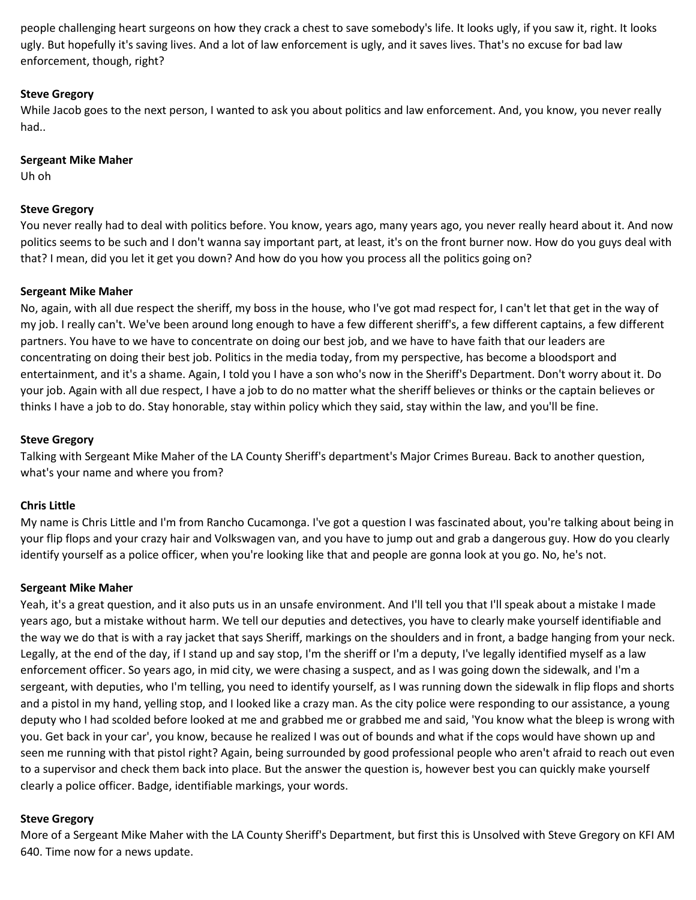people challenging heart surgeons on how they crack a chest to save somebody's life. It looks ugly, if you saw it, right. It looks ugly. But hopefully it's saving lives. And a lot of law enforcement is ugly, and it saves lives. That's no excuse for bad law enforcement, though, right?

**Steve Gregory**
While Jacob goes to the next person, I wanted to ask you about politics and law enforcement. And, you know, you never really had..

**Sergeant Mike Maher**
Uh oh

**Steve Gregory**
You never really had to deal with politics before. You know, years ago, many years ago, you never really heard about it. And now politics seems to be such and I don't wanna say important part, at least, it's on the front burner now. How do you guys deal with that? I mean, did you let it get you down? And how do you how you process all the politics going on?

**Sergeant Mike Maher**
No, again, with all due respect the sheriff, my boss in the house, who I've got mad respect for, I can't let that get in the way of my job. I really can't. We've been around long enough to have a few different sheriff's, a few different captains, a few different partners. You have to we have to concentrate on doing our best job, and we have to have faith that our leaders are concentrating on doing their best job. Politics in the media today, from my perspective, has become a bloodsport and entertainment, and it's a shame. Again, I told you I have a son who's now in the Sheriff's Department. Don't worry about it. Do your job. Again with all due respect, I have a job to do no matter what the sheriff believes or thinks or the captain believes or thinks I have a job to do. Stay honorable, stay within policy which they said, stay within the law, and you'll be fine.

**Steve Gregory**
Talking with Sergeant Mike Maher of the LA County Sheriff's department's Major Crimes Bureau. Back to another question, what's your name and where you from?

**Chris Little**
My name is Chris Little and I'm from Rancho Cucamonga. I've got a question I was fascinated about, you're talking about being in your flip flops and your crazy hair and Volkswagen van, and you have to jump out and grab a dangerous guy. How do you clearly identify yourself as a police officer, when you're looking like that and people are gonna look at you go. No, he's not.

**Sergeant Mike Maher**
Yeah, it's a great question, and it also puts us in an unsafe environment. And I'll tell you that I'll speak about a mistake I made years ago, but a mistake without harm. We tell our deputies and detectives, you have to clearly make yourself identifiable and the way we do that is with a ray jacket that says Sheriff, markings on the shoulders and in front, a badge hanging from your neck. Legally, at the end of the day, if I stand up and say stop, I'm the sheriff or I'm a deputy, I've legally identified myself as a law enforcement officer. So years ago, in mid city, we were chasing a suspect, and as I was going down the sidewalk, and I'm a sergeant, with deputies, who I'm telling, you need to identify yourself, as I was running down the sidewalk in flip flops and shorts and a pistol in my hand, yelling stop, and I looked like a crazy man. As the city police were responding to our assistance, a young deputy who I had scolded before looked at me and grabbed me or grabbed me and said, 'You know what the bleep is wrong with you. Get back in your car', you know, because he realized I was out of bounds and what if the cops would have shown up and seen me running with that pistol right? Again, being surrounded by good professional people who aren't afraid to reach out even to a supervisor and check them back into place. But the answer the question is, however best you can quickly make yourself clearly a police officer. Badge, identifiable markings, your words.

**Steve Gregory**
More of a Sergeant Mike Maher with the LA County Sheriff's Department, but first this is Unsolved with Steve Gregory on KFI AM 640. Time now for a news update.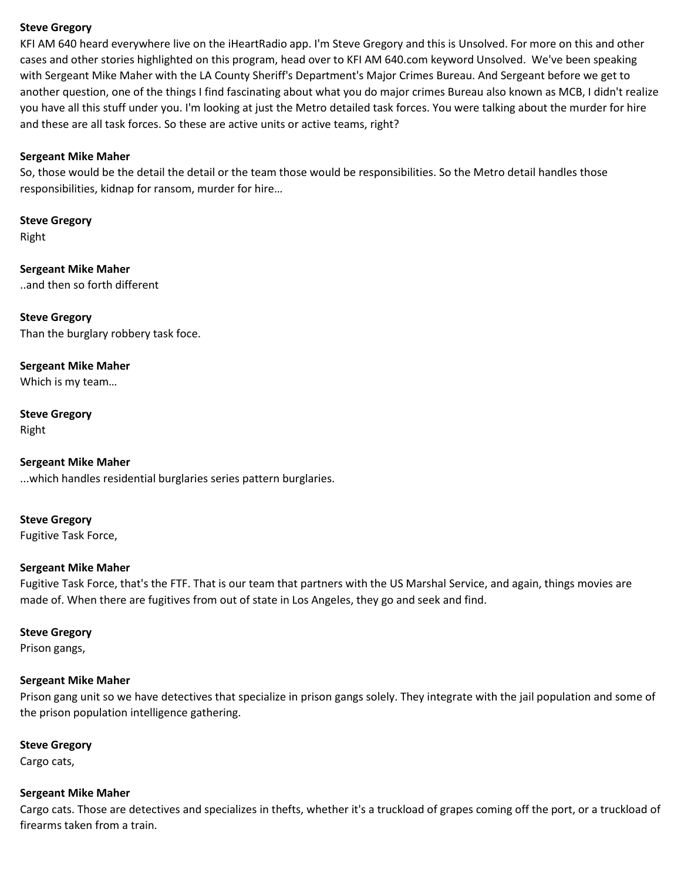**Steve Gregory**
KFI AM 640 heard everywhere live on the iHeartRadio app. I'm Steve Gregory and this is Unsolved. For more on this and other cases and other stories highlighted on this program, head over to KFI AM 640.com keyword Unsolved. We've been speaking with Sergeant Mike Maher with the LA County Sheriff's Department's Major Crimes Bureau. And Sergeant before we get to another question, one of the things I find fascinating about what you do major crimes Bureau also known as MCB, I didn't realize you have all this stuff under you. I'm looking at just the Metro detailed task forces. You were talking about the murder for hire and these are all task forces. So these are active units or active teams, right?

**Sergeant Mike Maher**
So, those would be the detail the detail or the team those would be responsibilities. So the Metro detail handles those responsibilities, kidnap for ransom, murder for hire…

**Steve Gregory**
Right

**Sergeant Mike Maher**
..and then so forth different

**Steve Gregory**
Than the burglary robbery task foce.

**Sergeant Mike Maher**
Which is my team…

**Steve Gregory**
Right

**Sergeant Mike Maher**
...which handles residential burglaries series pattern burglaries.

**Steve Gregory**
Fugitive Task Force,

**Sergeant Mike Maher**
Fugitive Task Force, that's the FTF. That is our team that partners with the US Marshal Service, and again, things movies are made of. When there are fugitives from out of state in Los Angeles, they go and seek and find.

**Steve Gregory**
Prison gangs,

**Sergeant Mike Maher**
Prison gang unit so we have detectives that specialize in prison gangs solely. They integrate with the jail population and some of the prison population intelligence gathering.

**Steve Gregory**
Cargo cats,

**Sergeant Mike Maher**
Cargo cats. Those are detectives and specializes in thefts, whether it's a truckload of grapes coming off the port, or a truckload of firearms taken from a train.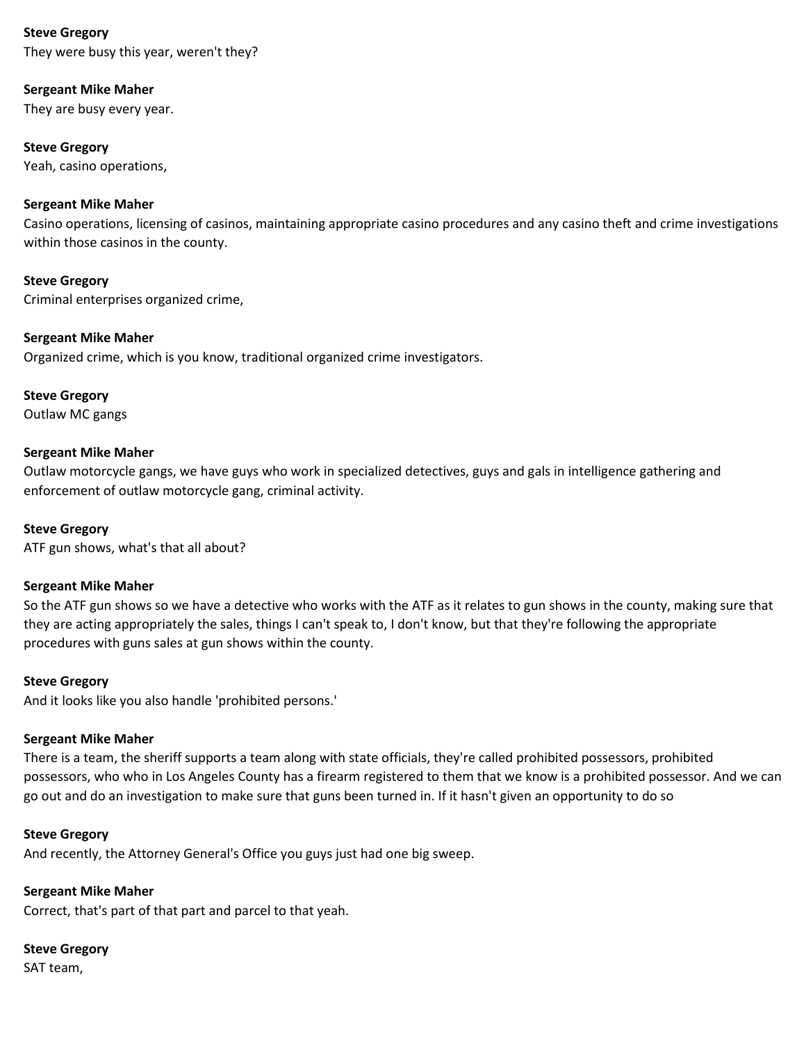**Steve Gregory**
They were busy this year, weren't they?

**Sergeant Mike Maher**
They are busy every year.

**Steve Gregory**
Yeah, casino operations,

**Sergeant Mike Maher**
Casino operations, licensing of casinos, maintaining appropriate casino procedures and any casino theft and crime investigations within those casinos in the county.

**Steve Gregory**
Criminal enterprises organized crime,

**Sergeant Mike Maher**
Organized crime, which is you know, traditional organized crime investigators.

**Steve Gregory**
Outlaw MC gangs

**Sergeant Mike Maher**
Outlaw motorcycle gangs, we have guys who work in specialized detectives, guys and gals in intelligence gathering and enforcement of outlaw motorcycle gang, criminal activity.

**Steve Gregory**
ATF gun shows, what's that all about?

**Sergeant Mike Maher**
So the ATF gun shows so we have a detective who works with the ATF as it relates to gun shows in the county, making sure that they are acting appropriately the sales, things I can't speak to, I don't know, but that they're following the appropriate procedures with guns sales at gun shows within the county.

**Steve Gregory**
And it looks like you also handle 'prohibited persons.'

**Sergeant Mike Maher**
There is a team, the sheriff supports a team along with state officials, they're called prohibited possessors, prohibited possessors, who who in Los Angeles County has a firearm registered to them that we know is a prohibited possessor. And we can go out and do an investigation to make sure that guns been turned in. If it hasn't given an opportunity to do so

**Steve Gregory**
And recently, the Attorney General's Office you guys just had one big sweep.

**Sergeant Mike Maher**
Correct, that's part of that part and parcel to that yeah.

**Steve Gregory**
SAT team,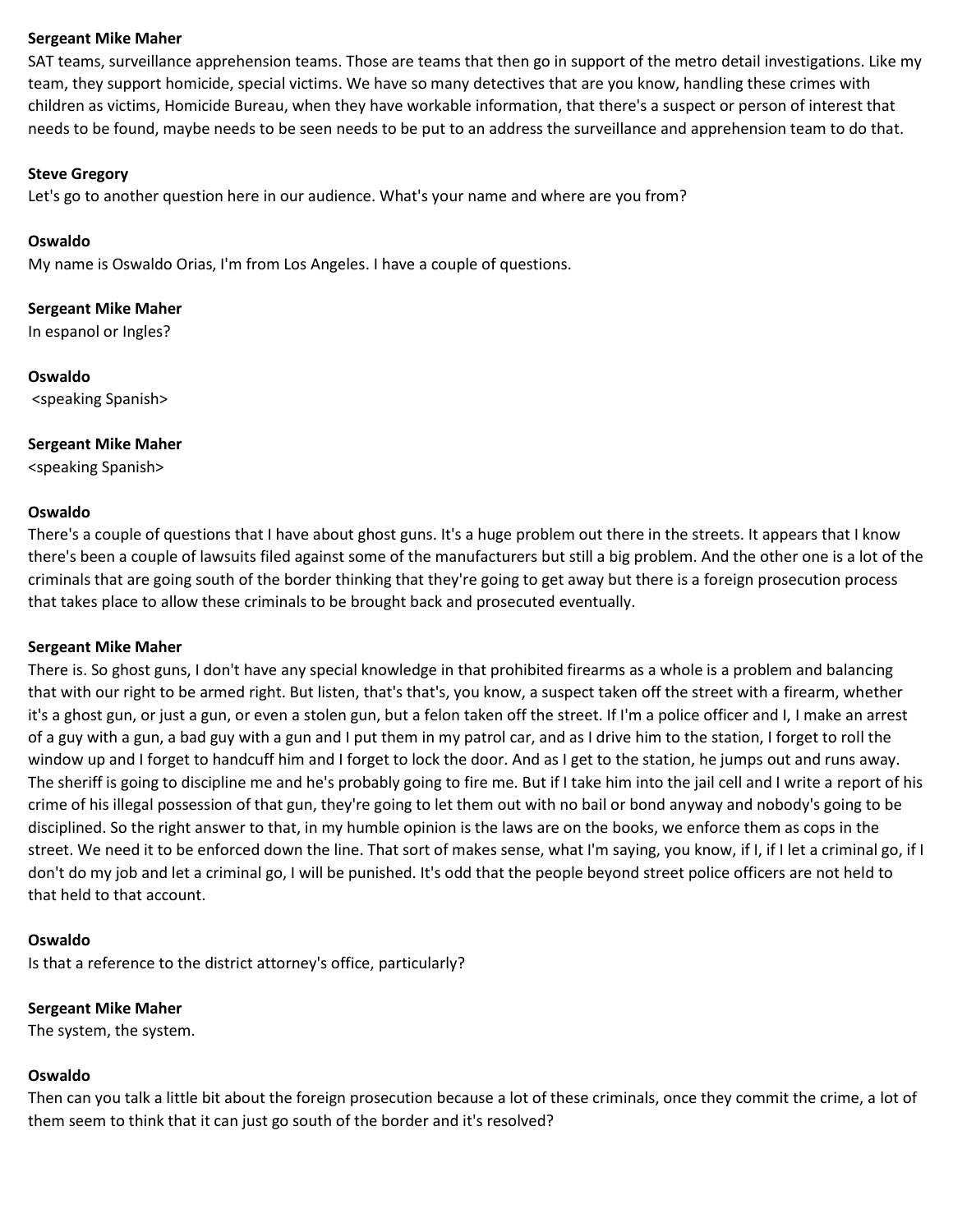**Sergeant Mike Maher**
SAT teams, surveillance apprehension teams. Those are teams that then go in support of the metro detail investigations. Like my team, they support homicide, special victims. We have so many detectives that are you know, handling these crimes with children as victims, Homicide Bureau, when they have workable information, that there's a suspect or person of interest that needs to be found, maybe needs to be seen needs to be put to an address the surveillance and apprehension team to do that.

**Steve Gregory**
Let's go to another question here in our audience. What's your name and where are you from?

**Oswaldo**
My name is Oswaldo Orias, I'm from Los Angeles. I have a couple of questions.

**Sergeant Mike Maher**
In espanol or Ingles?

**Oswaldo**
<speaking Spanish>

**Sergeant Mike Maher**
<speaking Spanish>

**Oswaldo**
There's a couple of questions that I have about ghost guns. It's a huge problem out there in the streets. It appears that I know there's been a couple of lawsuits filed against some of the manufacturers but still a big problem. And the other one is a lot of the criminals that are going south of the border thinking that they're going to get away but there is a foreign prosecution process that takes place to allow these criminals to be brought back and prosecuted eventually.

**Sergeant Mike Maher**
There is. So ghost guns, I don't have any special knowledge in that prohibited firearms as a whole is a problem and balancing that with our right to be armed right. But listen, that's that's, you know, a suspect taken off the street with a firearm, whether it's a ghost gun, or just a gun, or even a stolen gun, but a felon taken off the street. If I'm a police officer and I, I make an arrest of a guy with a gun, a bad guy with a gun and I put them in my patrol car, and as I drive him to the station, I forget to roll the window up and I forget to handcuff him and I forget to lock the door. And as I get to the station, he jumps out and runs away. The sheriff is going to discipline me and he's probably going to fire me. But if I take him into the jail cell and I write a report of his crime of his illegal possession of that gun, they're going to let them out with no bail or bond anyway and nobody's going to be disciplined. So the right answer to that, in my humble opinion is the laws are on the books, we enforce them as cops in the street. We need it to be enforced down the line. That sort of makes sense, what I'm saying, you know, if I, if I let a criminal go, if I don't do my job and let a criminal go, I will be punished. It's odd that the people beyond street police officers are not held to that held to that account.

**Oswaldo**
Is that a reference to the district attorney's office, particularly?

**Sergeant Mike Maher**
The system, the system.

**Oswaldo**
Then can you talk a little bit about the foreign prosecution because a lot of these criminals, once they commit the crime, a lot of them seem to think that it can just go south of the border and it's resolved?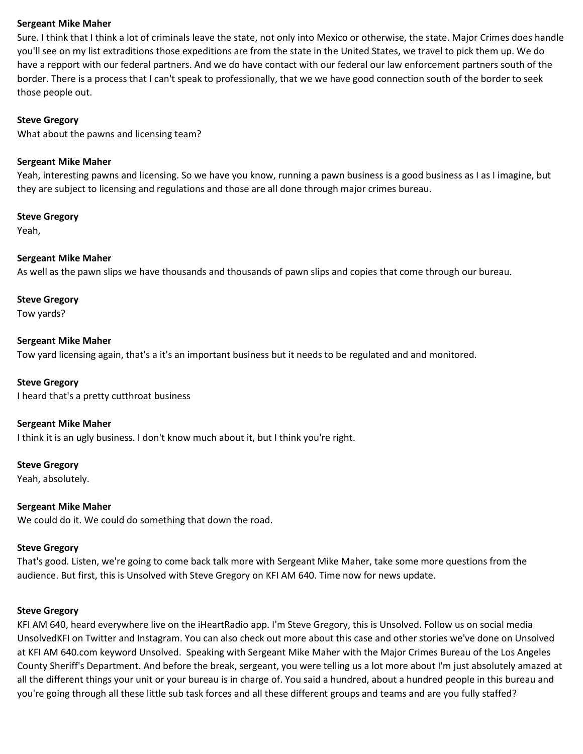**Sergeant Mike Maher**
Sure. I think that I think a lot of criminals leave the state, not only into Mexico or otherwise, the state. Major Crimes does handle you'll see on my list extraditions those expeditions are from the state in the United States, we travel to pick them up. We do have a repport with our federal partners. And we do have contact with our federal our law enforcement partners south of the border. There is a process that I can't speak to professionally, that we we have good connection south of the border to seek those people out.

**Steve Gregory**
What about the pawns and licensing team?

**Sergeant Mike Maher**
Yeah, interesting pawns and licensing. So we have you know, running a pawn business is a good business as I as I imagine, but they are subject to licensing and regulations and those are all done through major crimes bureau.

**Steve Gregory**
Yeah,

**Sergeant Mike Maher**
As well as the pawn slips we have thousands and thousands of pawn slips and copies that come through our bureau.

**Steve Gregory**
Tow yards?

**Sergeant Mike Maher**
Tow yard licensing again, that's a it's an important business but it needs to be regulated and and monitored.

**Steve Gregory**
I heard that's a pretty cutthroat business

**Sergeant Mike Maher**
I think it is an ugly business. I don't know much about it, but I think you're right.

**Steve Gregory**
Yeah, absolutely.

**Sergeant Mike Maher**
We could do it. We could do something that down the road.

**Steve Gregory**
That's good. Listen, we're going to come back talk more with Sergeant Mike Maher, take some more questions from the audience. But first, this is Unsolved with Steve Gregory on KFI AM 640. Time now for news update.

**Steve Gregory**
KFI AM 640, heard everywhere live on the iHeartRadio app. I'm Steve Gregory, this is Unsolved. Follow us on social media UnsolvedKFI on Twitter and Instagram. You can also check out more about this case and other stories we've done on Unsolved at KFI AM 640.com keyword Unsolved. Speaking with Sergeant Mike Maher with the Major Crimes Bureau of the Los Angeles County Sheriff's Department. And before the break, sergeant, you were telling us a lot more about I'm just absolutely amazed at all the different things your unit or your bureau is in charge of. You said a hundred, about a hundred people in this bureau and you're going through all these little sub task forces and all these different groups and teams and are you fully staffed?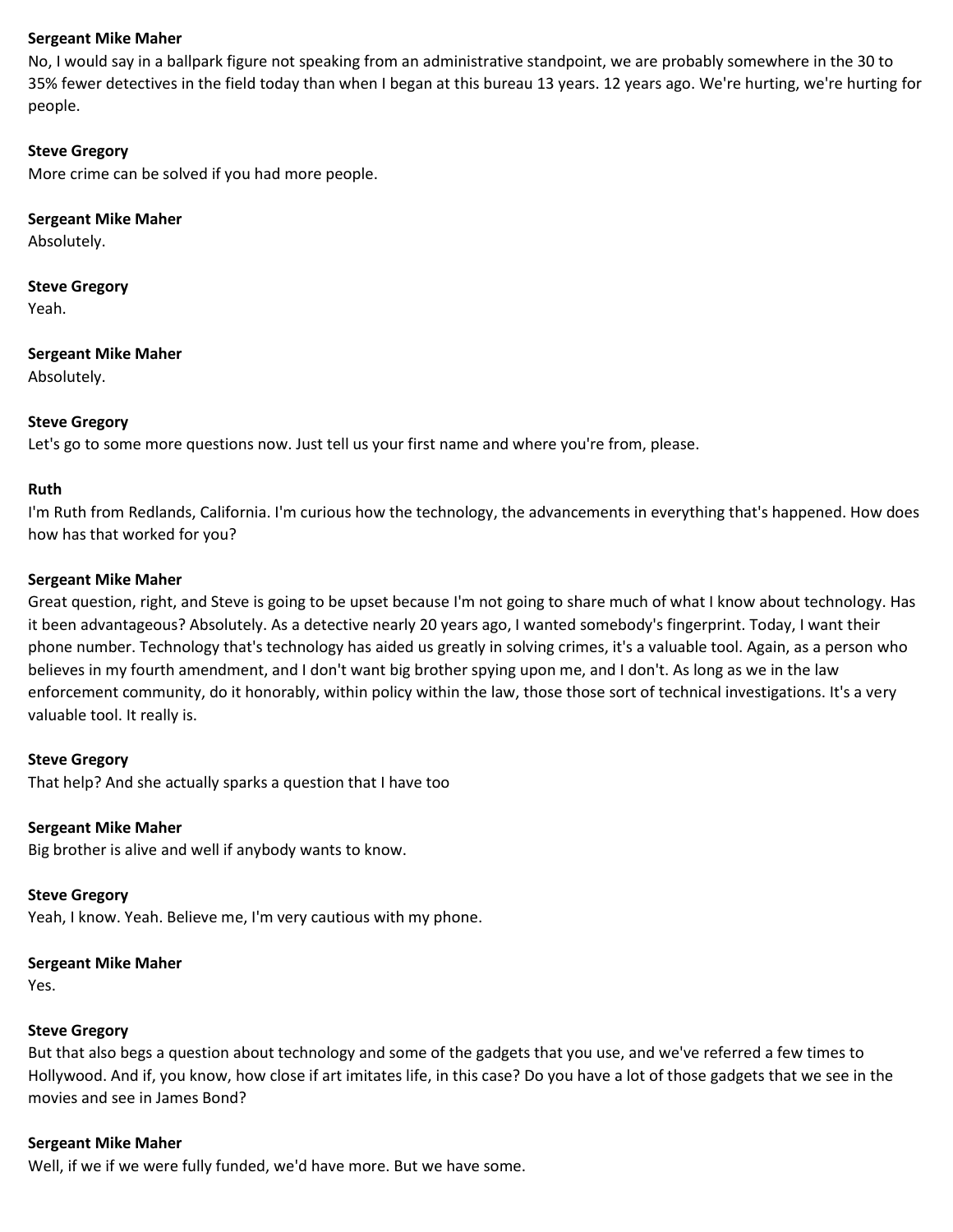**Sergeant Mike Maher**
No, I would say in a ballpark figure not speaking from an administrative standpoint, we are probably somewhere in the 30 to 35% fewer detectives in the field today than when I began at this bureau 13 years. 12 years ago. We're hurting, we're hurting for people.

**Steve Gregory**
More crime can be solved if you had more people.

**Sergeant Mike Maher**
Absolutely.

**Steve Gregory**
Yeah.

**Sergeant Mike Maher**
Absolutely.

**Steve Gregory**
Let's go to some more questions now. Just tell us your first name and where you're from, please.

**Ruth**
I'm Ruth from Redlands, California. I'm curious how the technology, the advancements in everything that's happened. How does how has that worked for you?

**Sergeant Mike Maher**
Great question, right, and Steve is going to be upset because I'm not going to share much of what I know about technology. Has it been advantageous? Absolutely. As a detective nearly 20 years ago, I wanted somebody's fingerprint. Today, I want their phone number. Technology that's technology has aided us greatly in solving crimes, it's a valuable tool. Again, as a person who believes in my fourth amendment, and I don't want big brother spying upon me, and I don't. As long as we in the law enforcement community, do it honorably, within policy within the law, those those sort of technical investigations. It's a very valuable tool. It really is.

**Steve Gregory**
That help? And she actually sparks a question that I have too

**Sergeant Mike Maher**
Big brother is alive and well if anybody wants to know.

**Steve Gregory**
Yeah, I know. Yeah. Believe me, I'm very cautious with my phone.

**Sergeant Mike Maher**
Yes.

**Steve Gregory**
But that also begs a question about technology and some of the gadgets that you use, and we've referred a few times to Hollywood. And if, you know, how close if art imitates life, in this case? Do you have a lot of those gadgets that we see in the movies and see in James Bond?

**Sergeant Mike Maher**
Well, if we if we were fully funded, we'd have more. But we have some.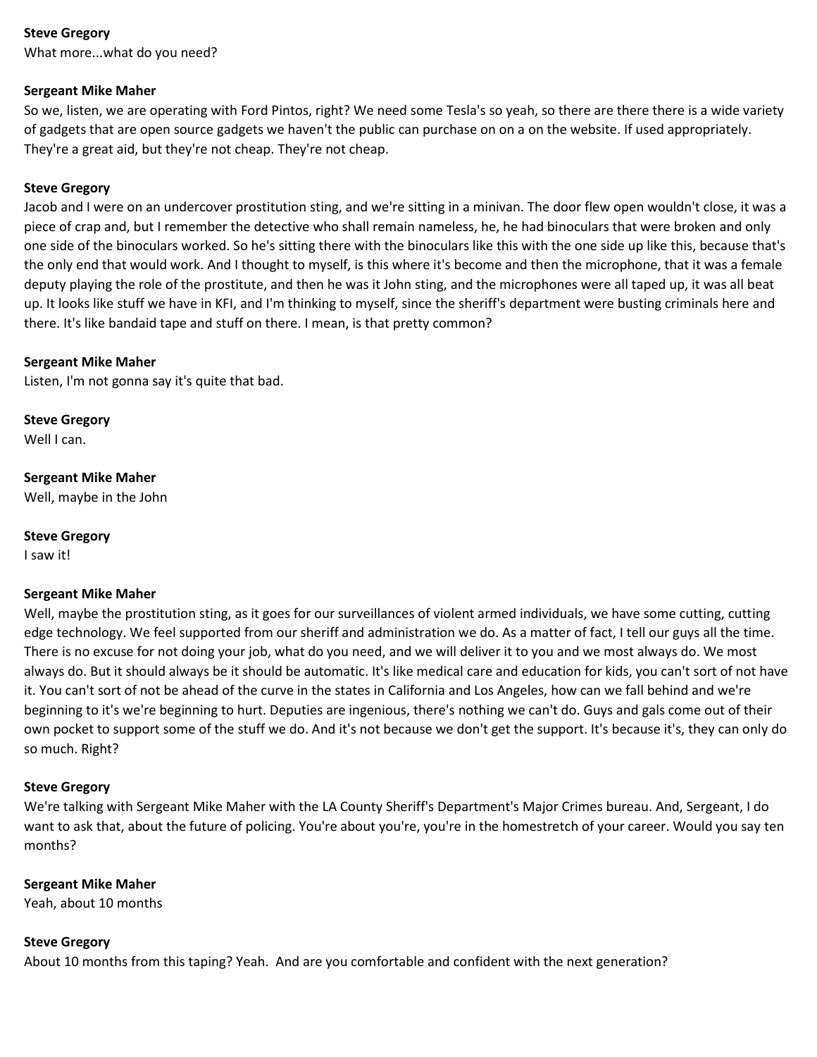**Steve Gregory**
What more...what do you need?

**Sergeant Mike Maher**
So we, listen, we are operating with Ford Pintos, right? We need some Tesla's so yeah, so there are there there is a wide variety of gadgets that are open source gadgets we haven't the public can purchase on on a on the website. If used appropriately. They're a great aid, but they're not cheap. They're not cheap.

**Steve Gregory**
Jacob and I were on an undercover prostitution sting, and we're sitting in a minivan. The door flew open wouldn't close, it was a piece of crap and, but I remember the detective who shall remain nameless, he, he had binoculars that were broken and only one side of the binoculars worked. So he's sitting there with the binoculars like this with the one side up like this, because that's the only end that would work. And I thought to myself, is this where it's become and then the microphone, that it was a female deputy playing the role of the prostitute, and then he was it John sting, and the microphones were all taped up, it was all beat up. It looks like stuff we have in KFI, and I'm thinking to myself, since the sheriff's department were busting criminals here and there. It's like bandaid tape and stuff on there. I mean, is that pretty common?

**Sergeant Mike Maher**
Listen, I'm not gonna say it's quite that bad.

**Steve Gregory**
Well I can.

**Sergeant Mike Maher**
Well, maybe in the John

**Steve Gregory**
I saw it!

**Sergeant Mike Maher**
Well, maybe the prostitution sting, as it goes for our surveillances of violent armed individuals, we have some cutting, cutting edge technology. We feel supported from our sheriff and administration we do. As a matter of fact, I tell our guys all the time. There is no excuse for not doing your job, what do you need, and we will deliver it to you and we most always do. We most always do. But it should always be it should be automatic. It's like medical care and education for kids, you can't sort of not have it. You can't sort of not be ahead of the curve in the states in California and Los Angeles, how can we fall behind and we're beginning to it's we're beginning to hurt. Deputies are ingenious, there's nothing we can't do. Guys and gals come out of their own pocket to support some of the stuff we do. And it's not because we don't get the support. It's because it's, they can only do so much. Right?

**Steve Gregory**
We're talking with Sergeant Mike Maher with the LA County Sheriff's Department's Major Crimes bureau. And, Sergeant, I do want to ask that, about the future of policing. You're about you're, you're in the homestretch of your career. Would you say ten months?

**Sergeant Mike Maher**
Yeah, about 10 months

**Steve Gregory**
About 10 months from this taping? Yeah. And are you comfortable and confident with the next generation?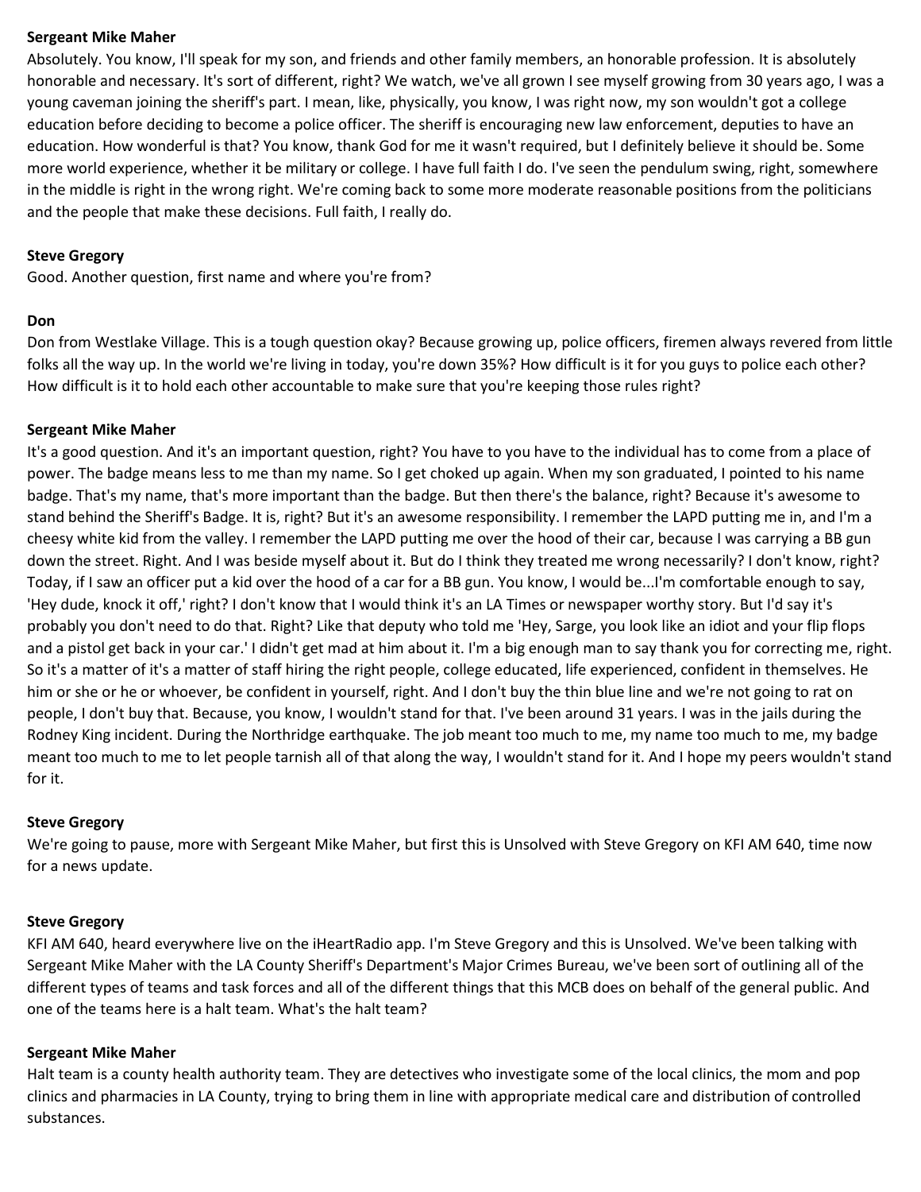**Sergeant Mike Maher**
Absolutely. You know, I'll speak for my son, and friends and other family members, an honorable profession. It is absolutely honorable and necessary. It's sort of different, right? We watch, we've all grown I see myself growing from 30 years ago, I was a young caveman joining the sheriff's part. I mean, like, physically, you know, I was right now, my son wouldn't got a college education before deciding to become a police officer. The sheriff is encouraging new law enforcement, deputies to have an education. How wonderful is that? You know, thank God for me it wasn't required, but I definitely believe it should be. Some more world experience, whether it be military or college. I have full faith I do. I've seen the pendulum swing, right, somewhere in the middle is right in the wrong right. We're coming back to some more moderate reasonable positions from the politicians and the people that make these decisions. Full faith, I really do.

**Steve Gregory**
Good. Another question, first name and where you're from?

**Don**
Don from Westlake Village. This is a tough question okay? Because growing up, police officers, firemen always revered from little folks all the way up. In the world we're living in today, you're down 35%? How difficult is it for you guys to police each other? How difficult is it to hold each other accountable to make sure that you're keeping those rules right?

**Sergeant Mike Maher**
It's a good question. And it's an important question, right? You have to you have to the individual has to come from a place of power. The badge means less to me than my name. So I get choked up again. When my son graduated, I pointed to his name badge. That's my name, that's more important than the badge. But then there's the balance, right? Because it's awesome to stand behind the Sheriff's Badge. It is, right? But it's an awesome responsibility. I remember the LAPD putting me in, and I'm a cheesy white kid from the valley. I remember the LAPD putting me over the hood of their car, because I was carrying a BB gun down the street. Right. And I was beside myself about it. But do I think they treated me wrong necessarily? I don't know, right? Today, if I saw an officer put a kid over the hood of a car for a BB gun. You know, I would be...I'm comfortable enough to say, 'Hey dude, knock it off,' right? I don't know that I would think it's an LA Times or newspaper worthy story. But I'd say it's probably you don't need to do that. Right? Like that deputy who told me 'Hey, Sarge, you look like an idiot and your flip flops and a pistol get back in your car.' I didn't get mad at him about it. I'm a big enough man to say thank you for correcting me, right. So it's a matter of it's a matter of staff hiring the right people, college educated, life experienced, confident in themselves. He him or she or he or whoever, be confident in yourself, right. And I don't buy the thin blue line and we're not going to rat on people, I don't buy that. Because, you know, I wouldn't stand for that. I've been around 31 years. I was in the jails during the Rodney King incident. During the Northridge earthquake. The job meant too much to me, my name too much to me, my badge meant too much to me to let people tarnish all of that along the way, I wouldn't stand for it. And I hope my peers wouldn't stand for it.

**Steve Gregory**
We're going to pause, more with Sergeant Mike Maher, but first this is Unsolved with Steve Gregory on KFI AM 640, time now for a news update.

**Steve Gregory**
KFI AM 640, heard everywhere live on the iHeartRadio app. I'm Steve Gregory and this is Unsolved. We've been talking with Sergeant Mike Maher with the LA County Sheriff's Department's Major Crimes Bureau, we've been sort of outlining all of the different types of teams and task forces and all of the different things that this MCB does on behalf of the general public. And one of the teams here is a halt team. What's the halt team?

**Sergeant Mike Maher**
Halt team is a county health authority team. They are detectives who investigate some of the local clinics, the mom and pop clinics and pharmacies in LA County, trying to bring them in line with appropriate medical care and distribution of controlled substances.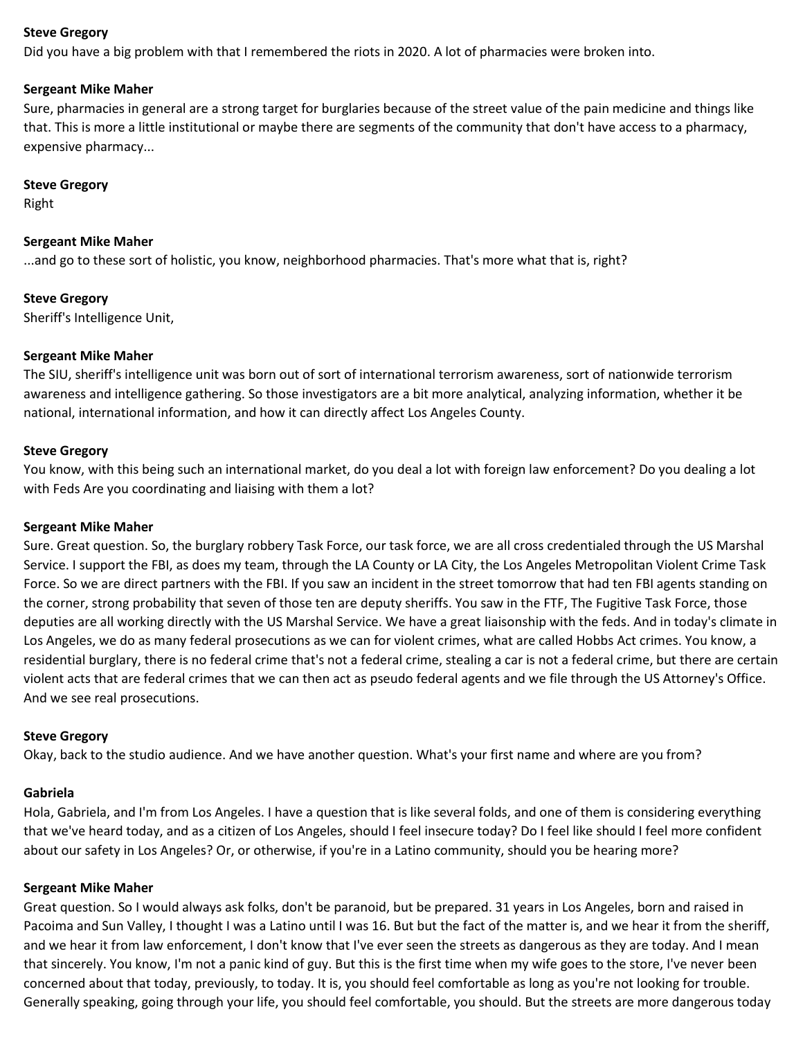**Steve Gregory**
Did you have a big problem with that I remembered the riots in 2020. A lot of pharmacies were broken into.

**Sergeant Mike Maher**
Sure, pharmacies in general are a strong target for burglaries because of the street value of the pain medicine and things like that. This is more a little institutional or maybe there are segments of the community that don't have access to a pharmacy, expensive pharmacy...

**Steve Gregory**
Right

**Sergeant Mike Maher**
...and go to these sort of holistic, you know, neighborhood pharmacies. That's more what that is, right?

**Steve Gregory**
Sheriff's Intelligence Unit,

**Sergeant Mike Maher**
The SIU, sheriff's intelligence unit was born out of sort of international terrorism awareness, sort of nationwide terrorism awareness and intelligence gathering. So those investigators are a bit more analytical, analyzing information, whether it be national, international information, and how it can directly affect Los Angeles County.

**Steve Gregory**
You know, with this being such an international market, do you deal a lot with foreign law enforcement? Do you dealing a lot with Feds Are you coordinating and liaising with them a lot?

**Sergeant Mike Maher**
Sure. Great question. So, the burglary robbery Task Force, our task force, we are all cross credentialed through the US Marshal Service. I support the FBI, as does my team, through the LA County or LA City, the Los Angeles Metropolitan Violent Crime Task Force. So we are direct partners with the FBI. If you saw an incident in the street tomorrow that had ten FBI agents standing on the corner, strong probability that seven of those ten are deputy sheriffs. You saw in the FTF, The Fugitive Task Force, those deputies are all working directly with the US Marshal Service. We have a great liaisonship with the feds. And in today's climate in Los Angeles, we do as many federal prosecutions as we can for violent crimes, what are called Hobbs Act crimes. You know, a residential burglary, there is no federal crime that's not a federal crime, stealing a car is not a federal crime, but there are certain violent acts that are federal crimes that we can then act as pseudo federal agents and we file through the US Attorney's Office. And we see real prosecutions.

**Steve Gregory**
Okay, back to the studio audience. And we have another question. What's your first name and where are you from?

**Gabriela**
Hola, Gabriela, and I'm from Los Angeles. I have a question that is like several folds, and one of them is considering everything that we've heard today, and as a citizen of Los Angeles, should I feel insecure today? Do I feel like should I feel more confident about our safety in Los Angeles? Or, or otherwise, if you're in a Latino community, should you be hearing more?

**Sergeant Mike Maher**
Great question. So I would always ask folks, don't be paranoid, but be prepared. 31 years in Los Angeles, born and raised in Pacoima and Sun Valley, I thought I was a Latino until I was 16. But but the fact of the matter is, and we hear it from the sheriff, and we hear it from law enforcement, I don't know that I've ever seen the streets as dangerous as they are today. And I mean that sincerely. You know, I'm not a panic kind of guy. But this is the first time when my wife goes to the store, I've never been concerned about that today, previously, to today. It is, you should feel comfortable as long as you're not looking for trouble. Generally speaking, going through your life, you should feel comfortable, you should. But the streets are more dangerous today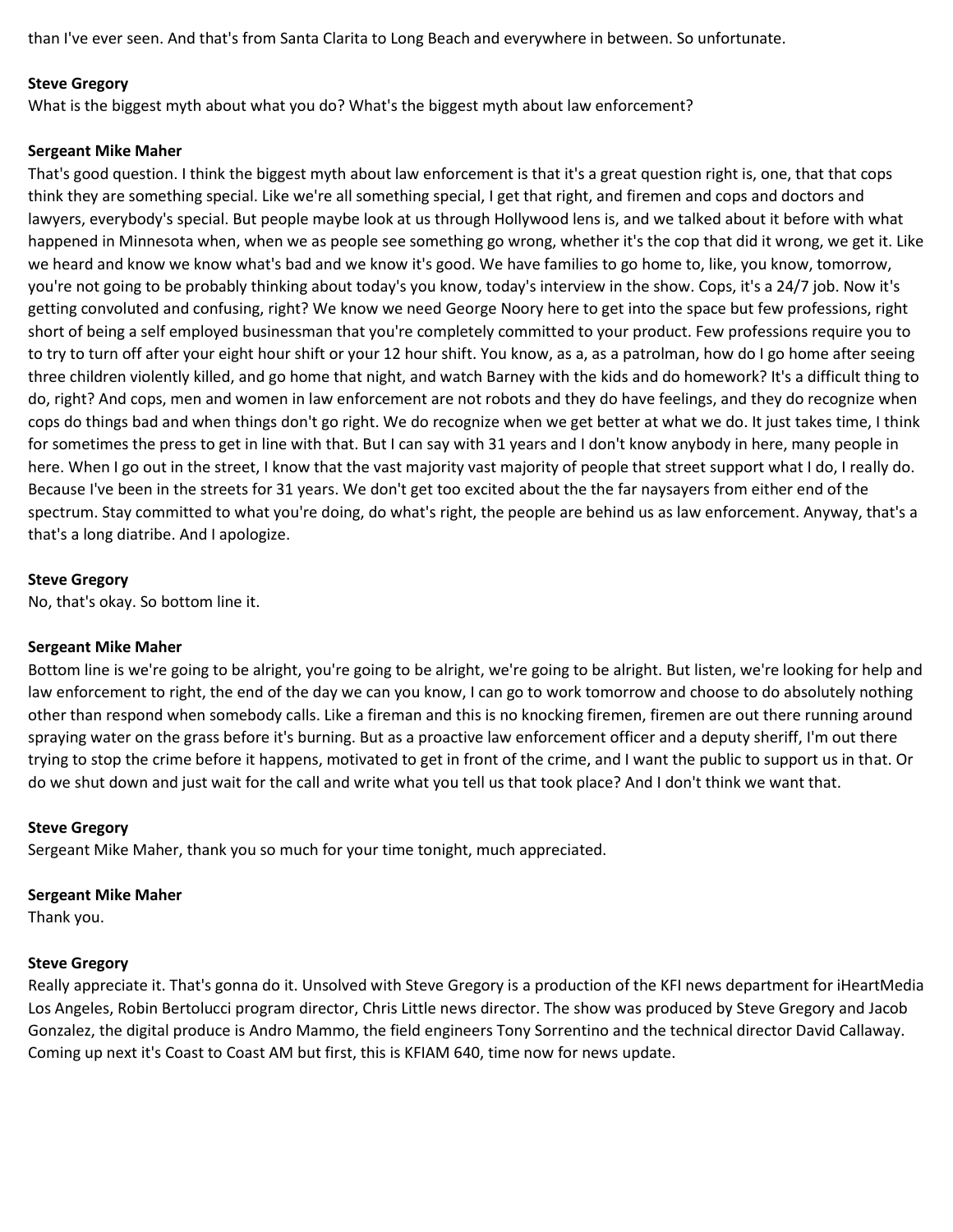than I've ever seen. And that's from Santa Clarita to Long Beach and everywhere in between. So unfortunate.

**Steve Gregory**
What is the biggest myth about what you do? What's the biggest myth about law enforcement?

**Sergeant Mike Maher**
That's good question. I think the biggest myth about law enforcement is that it's a great question right is, one, that that cops think they are something special. Like we're all something special, I get that right, and firemen and cops and doctors and lawyers, everybody's special. But people maybe look at us through Hollywood lens is, and we talked about it before with what happened in Minnesota when, when we as people see something go wrong, whether it's the cop that did it wrong, we get it. Like we heard and know we know what's bad and we know it's good. We have families to go home to, like, you know, tomorrow, you're not going to be probably thinking about today's you know, today's interview in the show. Cops, it's a 24/7 job. Now it's getting convoluted and confusing, right? We know we need George Noory here to get into the space but few professions, right short of being a self employed businessman that you're completely committed to your product. Few professions require you to to try to turn off after your eight hour shift or your 12 hour shift. You know, as a, as a patrolman, how do I go home after seeing three children violently killed, and go home that night, and watch Barney with the kids and do homework? It's a difficult thing to do, right? And cops, men and women in law enforcement are not robots and they do have feelings, and they do recognize when cops do things bad and when things don't go right. We do recognize when we get better at what we do. It just takes time, I think for sometimes the press to get in line with that. But I can say with 31 years and I don't know anybody in here, many people in here. When I go out in the street, I know that the vast majority vast majority of people that street support what I do, I really do. Because I've been in the streets for 31 years. We don't get too excited about the the far naysayers from either end of the spectrum. Stay committed to what you're doing, do what's right, the people are behind us as law enforcement. Anyway, that's a that's a long diatribe. And I apologize.

**Steve Gregory**
No, that's okay. So bottom line it.

**Sergeant Mike Maher**
Bottom line is we're going to be alright, you're going to be alright, we're going to be alright. But listen, we're looking for help and law enforcement to right, the end of the day we can you know, I can go to work tomorrow and choose to do absolutely nothing other than respond when somebody calls. Like a fireman and this is no knocking firemen, firemen are out there running around spraying water on the grass before it's burning. But as a proactive law enforcement officer and a deputy sheriff, I'm out there trying to stop the crime before it happens, motivated to get in front of the crime, and I want the public to support us in that. Or do we shut down and just wait for the call and write what you tell us that took place? And I don't think we want that.

**Steve Gregory**
Sergeant Mike Maher, thank you so much for your time tonight, much appreciated.

**Sergeant Mike Maher**
Thank you.

**Steve Gregory**
Really appreciate it. That's gonna do it. Unsolved with Steve Gregory is a production of the KFI news department for iHeartMedia Los Angeles, Robin Bertolucci program director, Chris Little news director. The show was produced by Steve Gregory and Jacob Gonzalez, the digital produce is Andro Mammo, the field engineers Tony Sorrentino and the technical director David Callaway. Coming up next it's Coast to Coast AM but first, this is KFIAM 640, time now for news update.